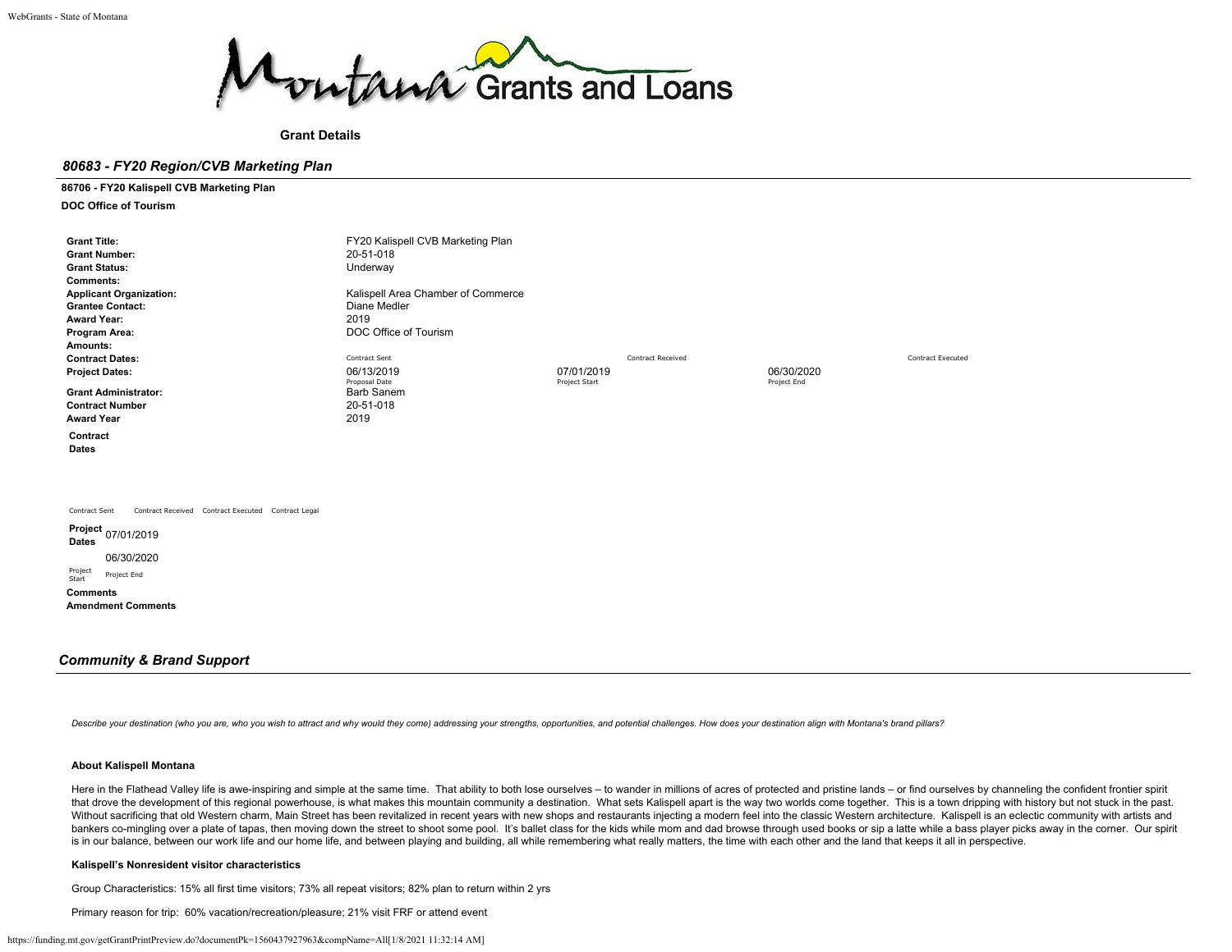Montana Grants and Loans

**Grant Details**

## *80683 - FY20 Region/CVB Marketing Plan*

**86706 - FY20 Kalispell CVB Marketing Plan**

**DOC Office of Tourism**

| | | | | |
|---|---|---|---|---|
| **Grant Title:** | FY20 Kalispell CVB Marketing Plan | | | |
| **Grant Number:** | 20-51-018 | | | |
| **Grant Status:** | Underway | | | |
| **Comments:** | | | | |
| **Applicant Organization:** | Kalispell Area Chamber of Commerce | | | |
| **Grantee Contact:** | Diane Medler | | | |
| **Award Year:** | 2019 | | | |
| **Program Area:** | DOC Office of Tourism | | | |
| **Amounts:** | | | | |
| **Contract Dates:** | Contract Sent | Contract Received | | Contract Executed |
| **Project Dates:** | 06/13/2019<br>Proposal Date | 07/01/2019<br>Project Start | 06/30/2020<br>Project End | |
| **Grant Administrator:** | Barb Sanem | | | |
| **Contract Number** | 20-51-018 | | | |
| **Award Year** | 2019 | | | |

**Contract Dates**

Contract Sent   Contract Received   Contract Executed   Contract Legal

**Project Dates** 07/01/2019

06/30/2020

Project Start   Project End

**Comments**

**Amendment Comments**

## *Community & Brand Support*

*Describe your destination (who you are, who you wish to attract and why would they come) addressing your strengths, opportunities, and potential challenges. How does your destination align with Montana's brand pillars?*

**About Kalispell Montana**

Here in the Flathead Valley life is awe-inspiring and simple at the same time. That ability to both lose ourselves – to wander in millions of acres of protected and pristine lands – or find ourselves by channeling the confident frontier spirit that drove the development of this regional powerhouse, is what makes this mountain community a destination. What sets Kalispell apart is the way two worlds come together. This is a town dripping with history but not stuck in the past. Without sacrificing that old Western charm, Main Street has been revitalized in recent years with new shops and restaurants injecting a modern feel into the classic Western architecture. Kalispell is an eclectic community with artists and bankers co-mingling over a plate of tapas, then moving down the street to shoot some pool. It's ballet class for the kids while mom and dad browse through used books or sip a latte while a bass player picks away in the corner. Our spirit is in our balance, between our work life and our home life, and between playing and building, all while remembering what really matters, the time with each other and the land that keeps it all in perspective.

**Kalispell's Nonresident visitor characteristics**

Group Characteristics: 15% all first time visitors; 73% all repeat visitors; 82% plan to return within 2 yrs

Primary reason for trip: 60% vacation/recreation/pleasure; 21% visit FRF or attend event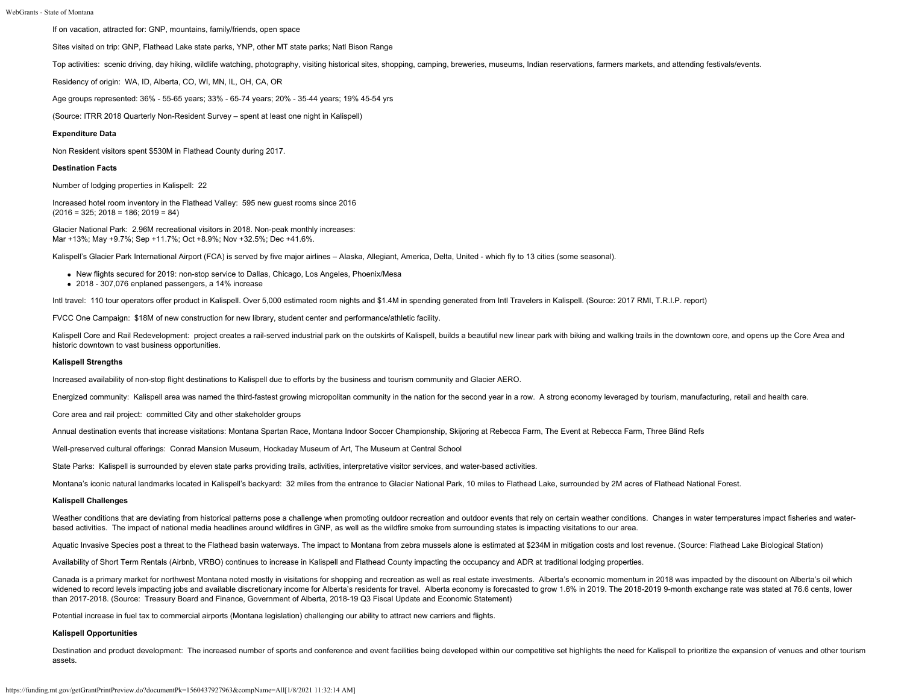If on vacation, attracted for: GNP, mountains, family/friends, open space

Sites visited on trip: GNP, Flathead Lake state parks, YNP, other MT state parks; Natl Bison Range

Top activities: scenic driving, day hiking, wildlife watching, photography, visiting historical sites, shopping, camping, breweries, museums, Indian reservations, farmers markets, and attending festivals/events.

Residency of origin: WA, ID, Alberta, CO, WI, MN, IL, OH, CA, OR

Age groups represented: 36% - 55-65 years; 33% - 65-74 years; 20% - 35-44 years; 19% 45-54 yrs

(Source: ITRR 2018 Quarterly Non-Resident Survey – spent at least one night in Kalispell)

**Expenditure Data**

Non Resident visitors spent $530M in Flathead County during 2017.

**Destination Facts**

Number of lodging properties in Kalispell: 22

Increased hotel room inventory in the Flathead Valley: 595 new guest rooms since 2016
(2016 = 325; 2018 = 186; 2019 = 84)

Glacier National Park: 2.96M recreational visitors in 2018. Non-peak monthly increases:
Mar +13%; May +9.7%; Sep +11.7%; Oct +8.9%; Nov +32.5%; Dec +41.6%.

Kalispell's Glacier Park International Airport (FCA) is served by five major airlines – Alaska, Allegiant, America, Delta, United - which fly to 13 cities (some seasonal).

- New flights secured for 2019: non-stop service to Dallas, Chicago, Los Angeles, Phoenix/Mesa
- 2018 - 307,076 enplaned passengers, a 14% increase

Intl travel: 110 tour operators offer product in Kalispell. Over 5,000 estimated room nights and $1.4M in spending generated from Intl Travelers in Kalispell. (Source: 2017 RMI, T.R.I.P. report)

FVCC One Campaign: $18M of new construction for new library, student center and performance/athletic facility.

Kalispell Core and Rail Redevelopment: project creates a rail-served industrial park on the outskirts of Kalispell, builds a beautiful new linear park with biking and walking trails in the downtown core, and opens up the Core Area and historic downtown to vast business opportunities.

**Kalispell Strengths**

Increased availability of non-stop flight destinations to Kalispell due to efforts by the business and tourism community and Glacier AERO.

Energized community: Kalispell area was named the third-fastest growing micropolitan community in the nation for the second year in a row. A strong economy leveraged by tourism, manufacturing, retail and health care.

Core area and rail project: committed City and other stakeholder groups

Annual destination events that increase visitations: Montana Spartan Race, Montana Indoor Soccer Championship, Skijoring at Rebecca Farm, The Event at Rebecca Farm, Three Blind Refs

Well-preserved cultural offerings: Conrad Mansion Museum, Hockaday Museum of Art, The Museum at Central School

State Parks: Kalispell is surrounded by eleven state parks providing trails, activities, interpretative visitor services, and water-based activities.

Montana's iconic natural landmarks located in Kalispell's backyard: 32 miles from the entrance to Glacier National Park, 10 miles to Flathead Lake, surrounded by 2M acres of Flathead National Forest.

**Kalispell Challenges**

Weather conditions that are deviating from historical patterns pose a challenge when promoting outdoor recreation and outdoor events that rely on certain weather conditions. Changes in water temperatures impact fisheries and water-based activities. The impact of national media headlines around wildfires in GNP, as well as the wildfire smoke from surrounding states is impacting visitations to our area.

Aquatic Invasive Species post a threat to the Flathead basin waterways. The impact to Montana from zebra mussels alone is estimated at $234M in mitigation costs and lost revenue. (Source: Flathead Lake Biological Station)

Availability of Short Term Rentals (Airbnb, VRBO) continues to increase in Kalispell and Flathead County impacting the occupancy and ADR at traditional lodging properties.

Canada is a primary market for northwest Montana noted mostly in visitations for shopping and recreation as well as real estate investments. Alberta's economic momentum in 2018 was impacted by the discount on Alberta's oil which widened to record levels impacting jobs and available discretionary income for Alberta's residents for travel. Alberta economy is forecasted to grow 1.6% in 2019. The 2018-2019 9-month exchange rate was stated at 76.6 cents, lower than 2017-2018. (Source: Treasury Board and Finance, Government of Alberta, 2018-19 Q3 Fiscal Update and Economic Statement)

Potential increase in fuel tax to commercial airports (Montana legislation) challenging our ability to attract new carriers and flights.

**Kalispell Opportunities**

Destination and product development: The increased number of sports and conference and event facilities being developed within our competitive set highlights the need for Kalispell to prioritize the expansion of venues and other tourism assets.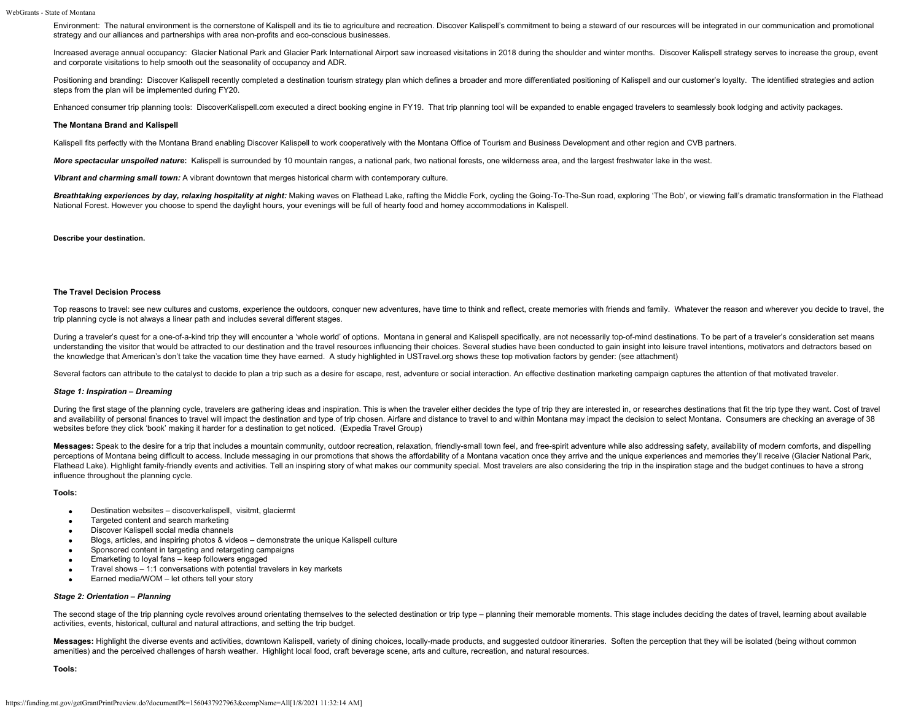Environment: The natural environment is the cornerstone of Kalispell and its tie to agriculture and recreation. Discover Kalispell's commitment to being a steward of our resources will be integrated in our communication and promotional strategy and our alliances and partnerships with area non-profits and eco-conscious businesses.

Increased average annual occupancy: Glacier National Park and Glacier Park International Airport saw increased visitations in 2018 during the shoulder and winter months. Discover Kalispell strategy serves to increase the group, event and corporate visitations to help smooth out the seasonality of occupancy and ADR.

Positioning and branding: Discover Kalispell recently completed a destination tourism strategy plan which defines a broader and more differentiated positioning of Kalispell and our customer's loyalty. The identified strategies and action steps from the plan will be implemented during FY20.

Enhanced consumer trip planning tools: DiscoverKalispell.com executed a direct booking engine in FY19. That trip planning tool will be expanded to enable engaged travelers to seamlessly book lodging and activity packages.

**The Montana Brand and Kalispell**

Kalispell fits perfectly with the Montana Brand enabling Discover Kalispell to work cooperatively with the Montana Office of Tourism and Business Development and other region and CVB partners.

***More spectacular unspoiled nature*:** Kalispell is surrounded by 10 mountain ranges, a national park, two national forests, one wilderness area, and the largest freshwater lake in the west.

***Vibrant and charming small town:*** A vibrant downtown that merges historical charm with contemporary culture.

***Breathtaking experiences by day, relaxing hospitality at night:*** Making waves on Flathead Lake, rafting the Middle Fork, cycling the Going-To-The-Sun road, exploring 'The Bob', or viewing fall's dramatic transformation in the Flathead National Forest. However you choose to spend the daylight hours, your evenings will be full of hearty food and homey accommodations in Kalispell.

**Describe your destination.**

**The Travel Decision Process**

Top reasons to travel: see new cultures and customs, experience the outdoors, conquer new adventures, have time to think and reflect, create memories with friends and family. Whatever the reason and wherever you decide to travel, the trip planning cycle is not always a linear path and includes several different stages.

During a traveler's quest for a one-of-a-kind trip they will encounter a 'whole world' of options. Montana in general and Kalispell specifically, are not necessarily top-of-mind destinations. To be part of a traveler's consideration set means understanding the visitor that would be attracted to our destination and the travel resources influencing their choices. Several studies have been conducted to gain insight into leisure travel intentions, motivators and detractors based on the knowledge that American's don't take the vacation time they have earned. A study highlighted in USTravel.org shows these top motivation factors by gender: (see attachment)

Several factors can attribute to the catalyst to decide to plan a trip such as a desire for escape, rest, adventure or social interaction. An effective destination marketing campaign captures the attention of that motivated traveler.

***Stage 1: Inspiration – Dreaming***

During the first stage of the planning cycle, travelers are gathering ideas and inspiration. This is when the traveler either decides the type of trip they are interested in, or researches destinations that fit the trip type they want. Cost of travel and availability of personal finances to travel will impact the destination and type of trip chosen. Airfare and distance to travel to and within Montana may impact the decision to select Montana. Consumers are checking an average of 38 websites before they click 'book' making it harder for a destination to get noticed. (Expedia Travel Group)

**Messages:** Speak to the desire for a trip that includes a mountain community, outdoor recreation, relaxation, friendly-small town feel, and free-spirit adventure while also addressing safety, availability of modern comforts, and dispelling perceptions of Montana being difficult to access. Include messaging in our promotions that shows the affordability of a Montana vacation once they arrive and the unique experiences and memories they'll receive (Glacier National Park, Flathead Lake). Highlight family-friendly events and activities. Tell an inspiring story of what makes our community special. Most travelers are also considering the trip in the inspiration stage and the budget continues to have a strong influence throughout the planning cycle.

**Tools:**

- Destination websites – discoverkalispell, visitmt, glaciermt
- Targeted content and search marketing
- Discover Kalispell social media channels
- Blogs, articles, and inspiring photos & videos – demonstrate the unique Kalispell culture
- Sponsored content in targeting and retargeting campaigns
- Emarketing to loyal fans – keep followers engaged
- Travel shows – 1:1 conversations with potential travelers in key markets
- Earned media/WOM – let others tell your story

***Stage 2: Orientation – Planning***

The second stage of the trip planning cycle revolves around orientating themselves to the selected destination or trip type – planning their memorable moments. This stage includes deciding the dates of travel, learning about available activities, events, historical, cultural and natural attractions, and setting the trip budget.

**Messages:** Highlight the diverse events and activities, downtown Kalispell, variety of dining choices, locally-made products, and suggested outdoor itineraries. Soften the perception that they will be isolated (being without common amenities) and the perceived challenges of harsh weather. Highlight local food, craft beverage scene, arts and culture, recreation, and natural resources.

**Tools:**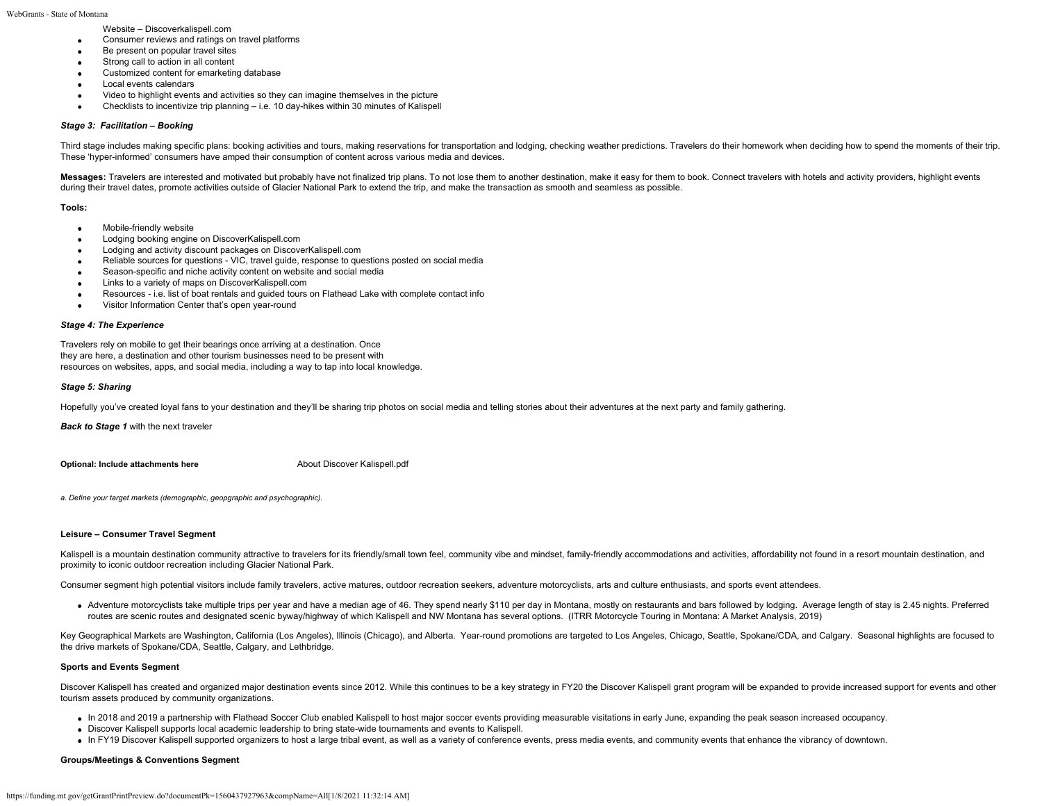Website – Discoverkalispell.com

- Consumer reviews and ratings on travel platforms
- Be present on popular travel sites
- Strong call to action in all content
- Customized content for emarketing database
- Local events calendars
- Video to highlight events and activities so they can imagine themselves in the picture
- Checklists to incentivize trip planning – i.e. 10 day-hikes within 30 minutes of Kalispell

***Stage 3: Facilitation – Booking***

Third stage includes making specific plans: booking activities and tours, making reservations for transportation and lodging, checking weather predictions. Travelers do their homework when deciding how to spend the moments of their trip. These 'hyper-informed' consumers have amped their consumption of content across various media and devices.

**Messages:** Travelers are interested and motivated but probably have not finalized trip plans. To not lose them to another destination, make it easy for them to book. Connect travelers with hotels and activity providers, highlight events during their travel dates, promote activities outside of Glacier National Park to extend the trip, and make the transaction as smooth and seamless as possible.

**Tools:**

- Mobile-friendly website
- Lodging booking engine on DiscoverKalispell.com
- Lodging and activity discount packages on DiscoverKalispell.com
- Reliable sources for questions - VIC, travel guide, response to questions posted on social media
- Season-specific and niche activity content on website and social media
- Links to a variety of maps on DiscoverKalispell.com
- Resources - i.e. list of boat rentals and guided tours on Flathead Lake with complete contact info
- Visitor Information Center that's open year-round

***Stage 4: The Experience***

Travelers rely on mobile to get their bearings once arriving at a destination. Once they are here, a destination and other tourism businesses need to be present with resources on websites, apps, and social media, including a way to tap into local knowledge.

***Stage 5: Sharing***

Hopefully you've created loyal fans to your destination and they'll be sharing trip photos on social media and telling stories about their adventures at the next party and family gathering.

***Back to Stage 1*** with the next traveler

**Optional: Include attachments here** About Discover Kalispell.pdf

*a. Define your target markets (demographic, geopgraphic and psychographic).*

**Leisure – Consumer Travel Segment**

Kalispell is a mountain destination community attractive to travelers for its friendly/small town feel, community vibe and mindset, family-friendly accommodations and activities, affordability not found in a resort mountain destination, and proximity to iconic outdoor recreation including Glacier National Park.

Consumer segment high potential visitors include family travelers, active matures, outdoor recreation seekers, adventure motorcyclists, arts and culture enthusiasts, and sports event attendees.

- Adventure motorcyclists take multiple trips per year and have a median age of 46. They spend nearly $110 per day in Montana, mostly on restaurants and bars followed by lodging. Average length of stay is 2.45 nights. Preferred routes are scenic routes and designated scenic byway/highway of which Kalispell and NW Montana has several options. (ITRR Motorcycle Touring in Montana: A Market Analysis, 2019)

Key Geographical Markets are Washington, California (Los Angeles), Illinois (Chicago), and Alberta. Year-round promotions are targeted to Los Angeles, Chicago, Seattle, Spokane/CDA, and Calgary. Seasonal highlights are focused to the drive markets of Spokane/CDA, Seattle, Calgary, and Lethbridge.

**Sports and Events Segment**

Discover Kalispell has created and organized major destination events since 2012. While this continues to be a key strategy in FY20 the Discover Kalispell grant program will be expanded to provide increased support for events and other tourism assets produced by community organizations.

- In 2018 and 2019 a partnership with Flathead Soccer Club enabled Kalispell to host major soccer events providing measurable visitations in early June, expanding the peak season increased occupancy.
- Discover Kalispell supports local academic leadership to bring state-wide tournaments and events to Kalispell.
- In FY19 Discover Kalispell supported organizers to host a large tribal event, as well as a variety of conference events, press media events, and community events that enhance the vibrancy of downtown.

**Groups/Meetings & Conventions Segment**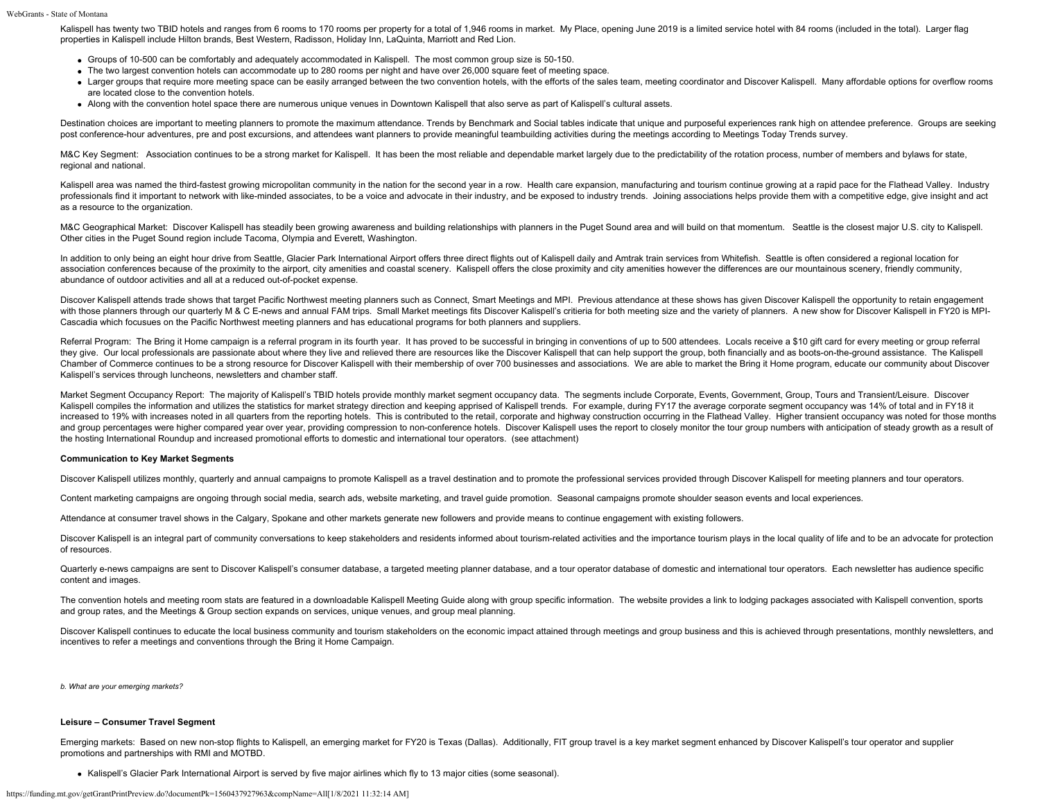Kalispell has twenty two TBID hotels and ranges from 6 rooms to 170 rooms per property for a total of 1,946 rooms in market. My Place, opening June 2019 is a limited service hotel with 84 rooms (included in the total). Larger flag properties in Kalispell include Hilton brands, Best Western, Radisson, Holiday Inn, LaQuinta, Marriott and Red Lion.

- Groups of 10-500 can be comfortably and adequately accommodated in Kalispell. The most common group size is 50-150.
- The two largest convention hotels can accommodate up to 280 rooms per night and have over 26,000 square feet of meeting space.
- Larger groups that require more meeting space can be easily arranged between the two convention hotels, with the efforts of the sales team, meeting coordinator and Discover Kalispell. Many affordable options for overflow rooms are located close to the convention hotels.
- Along with the convention hotel space there are numerous unique venues in Downtown Kalispell that also serve as part of Kalispell's cultural assets.

Destination choices are important to meeting planners to promote the maximum attendance. Trends by Benchmark and Social tables indicate that unique and purposeful experiences rank high on attendee preference. Groups are seeking post conference-hour adventures, pre and post excursions, and attendees want planners to provide meaningful teambuilding activities during the meetings according to Meetings Today Trends survey.

M&C Key Segment: Association continues to be a strong market for Kalispell. It has been the most reliable and dependable market largely due to the predictability of the rotation process, number of members and bylaws for state, regional and national.

Kalispell area was named the third-fastest growing micropolitan community in the nation for the second year in a row. Health care expansion, manufacturing and tourism continue growing at a rapid pace for the Flathead Valley. Industry professionals find it important to network with like-minded associates, to be a voice and advocate in their industry, and be exposed to industry trends. Joining associations helps provide them with a competitive edge, give insight and act as a resource to the organization.

M&C Geographical Market: Discover Kalispell has steadily been growing awareness and building relationships with planners in the Puget Sound area and will build on that momentum. Seattle is the closest major U.S. city to Kalispell. Other cities in the Puget Sound region include Tacoma, Olympia and Everett, Washington.

In addition to only being an eight hour drive from Seattle, Glacier Park International Airport offers three direct flights out of Kalispell daily and Amtrak train services from Whitefish. Seattle is often considered a regional location for association conferences because of the proximity to the airport, city amenities and coastal scenery. Kalispell offers the close proximity and city amenities however the differences are our mountainous scenery, friendly community, abundance of outdoor activities and all at a reduced out-of-pocket expense.

Discover Kalispell attends trade shows that target Pacific Northwest meeting planners such as Connect, Smart Meetings and MPI. Previous attendance at these shows has given Discover Kalispell the opportunity to retain engagement with those planners through our quarterly M & C E-news and annual FAM trips. Small Market meetings fits Discover Kalispell's critieria for both meeting size and the variety of planners. A new show for Discover Kalispell in FY20 is MPI-Cascadia which focusues on the Pacific Northwest meeting planners and has educational programs for both planners and suppliers.

Referral Program: The Bring it Home campaign is a referral program in its fourth year. It has proved to be successful in bringing in conventions of up to 500 attendees. Locals receive a $10 gift card for every meeting or group referral they give. Our local professionals are passionate about where they live and relieved there are resources like the Discover Kalispell that can help support the group, both financially and as boots-on-the-ground assistance. The Kalispell Chamber of Commerce continues to be a strong resource for Discover Kalispell with their membership of over 700 businesses and associations. We are able to market the Bring it Home program, educate our community about Discover Kalispell's services through luncheons, newsletters and chamber staff.

Market Segment Occupancy Report: The majority of Kalispell's TBID hotels provide monthly market segment occupancy data. The segments include Corporate, Events, Government, Group, Tours and Transient/Leisure. Discover Kalispell compiles the information and utilizes the statistics for market strategy direction and keeping apprised of Kalispell trends. For example, during FY17 the average corporate segment occupancy was 14% of total and in FY18 it increased to 19% with increases noted in all quarters from the reporting hotels. This is contributed to the retail, corporate and highway construction occurring in the Flathead Valley. Higher transient occupancy was noted for those months and group percentages were higher compared year over year, providing compression to non-conference hotels. Discover Kalispell uses the report to closely monitor the tour group numbers with anticipation of steady growth as a result of the hosting International Roundup and increased promotional efforts to domestic and international tour operators. (see attachment)

**Communication to Key Market Segments**

Discover Kalispell utilizes monthly, quarterly and annual campaigns to promote Kalispell as a travel destination and to promote the professional services provided through Discover Kalispell for meeting planners and tour operators.

Content marketing campaigns are ongoing through social media, search ads, website marketing, and travel guide promotion. Seasonal campaigns promote shoulder season events and local experiences.

Attendance at consumer travel shows in the Calgary, Spokane and other markets generate new followers and provide means to continue engagement with existing followers.

Discover Kalispell is an integral part of community conversations to keep stakeholders and residents informed about tourism-related activities and the importance tourism plays in the local quality of life and to be an advocate for protection of resources.

Quarterly e-news campaigns are sent to Discover Kalispell's consumer database, a targeted meeting planner database, and a tour operator database of domestic and international tour operators. Each newsletter has audience specific content and images.

The convention hotels and meeting room stats are featured in a downloadable Kalispell Meeting Guide along with group specific information. The website provides a link to lodging packages associated with Kalispell convention, sports and group rates, and the Meetings & Group section expands on services, unique venues, and group meal planning.

Discover Kalispell continues to educate the local business community and tourism stakeholders on the economic impact attained through meetings and group business and this is achieved through presentations, monthly newsletters, and incentives to refer a meetings and conventions through the Bring it Home Campaign.

*b. What are your emerging markets?*

**Leisure – Consumer Travel Segment**

Emerging markets: Based on new non-stop flights to Kalispell, an emerging market for FY20 is Texas (Dallas). Additionally, FIT group travel is a key market segment enhanced by Discover Kalispell's tour operator and supplier promotions and partnerships with RMI and MOTBD.

- Kalispell's Glacier Park International Airport is served by five major airlines which fly to 13 major cities (some seasonal).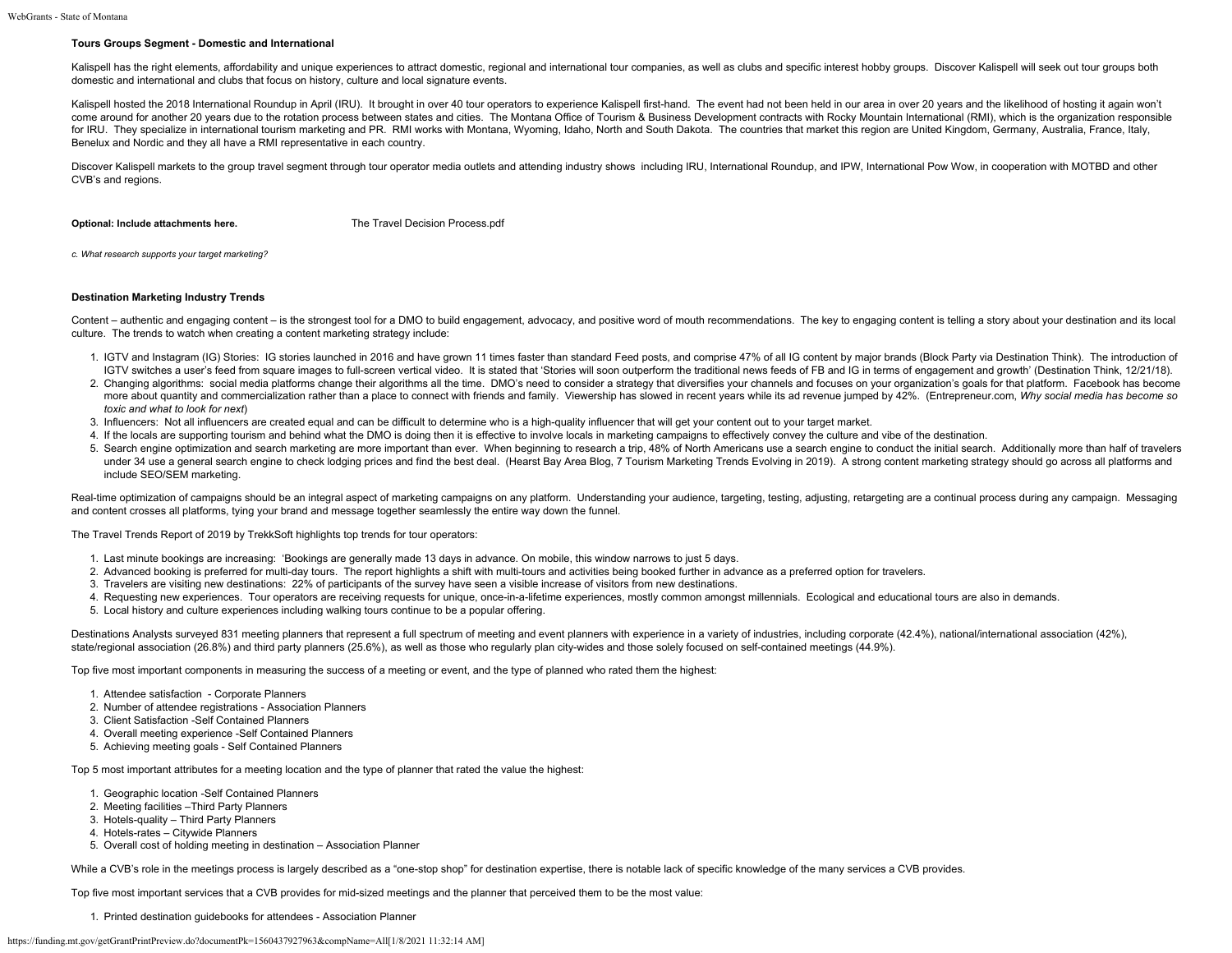**Tours Groups Segment - Domestic and International**

Kalispell has the right elements, affordability and unique experiences to attract domestic, regional and international tour companies, as well as clubs and specific interest hobby groups. Discover Kalispell will seek out tour groups both domestic and international and clubs that focus on history, culture and local signature events.

Kalispell hosted the 2018 International Roundup in April (IRU). It brought in over 40 tour operators to experience Kalispell first-hand. The event had not been held in our area in over 20 years and the likelihood of hosting it again won't come around for another 20 years due to the rotation process between states and cities. The Montana Office of Tourism & Business Development contracts with Rocky Mountain International (RMI), which is the organization responsible for IRU. They specialize in international tourism marketing and PR. RMI works with Montana, Wyoming, Idaho, North and South Dakota. The countries that market this region are United Kingdom, Germany, Australia, France, Italy, Benelux and Nordic and they all have a RMI representative in each country.

Discover Kalispell markets to the group travel segment through tour operator media outlets and attending industry shows including IRU, International Roundup, and IPW, International Pow Wow, in cooperation with MOTBD and other CVB's and regions.

**Optional: Include attachments here.** The Travel Decision Process.pdf

*c. What research supports your target marketing?*

**Destination Marketing Industry Trends**

Content – authentic and engaging content – is the strongest tool for a DMO to build engagement, advocacy, and positive word of mouth recommendations. The key to engaging content is telling a story about your destination and its local culture. The trends to watch when creating a content marketing strategy include:

1. IGTV and Instagram (IG) Stories: IG stories launched in 2016 and have grown 11 times faster than standard Feed posts, and comprise 47% of all IG content by major brands (Block Party via Destination Think). The introduction of IGTV switches a user's feed from square images to full-screen vertical video. It is stated that 'Stories will soon outperform the traditional news feeds of FB and IG in terms of engagement and growth' (Destination Think, 12/21/18).
2. Changing algorithms: social media platforms change their algorithms all the time. DMO's need to consider a strategy that diversifies your channels and focuses on your organization's goals for that platform. Facebook has become more about quantity and commercialization rather than a place to connect with friends and family. Viewership has slowed in recent years while its ad revenue jumped by 42%. (Entrepreneur.com, *Why social media has become so toxic and what to look for next*)
3. Influencers: Not all influencers are created equal and can be difficult to determine who is a high-quality influencer that will get your content out to your target market.
4. If the locals are supporting tourism and behind what the DMO is doing then it is effective to involve locals in marketing campaigns to effectively convey the culture and vibe of the destination.
5. Search engine optimization and search marketing are more important than ever. When beginning to research a trip, 48% of North Americans use a search engine to conduct the initial search. Additionally more than half of travelers under 34 use a general search engine to check lodging prices and find the best deal. (Hearst Bay Area Blog, 7 Tourism Marketing Trends Evolving in 2019). A strong content marketing strategy should go across all platforms and include SEO/SEM marketing.

Real-time optimization of campaigns should be an integral aspect of marketing campaigns on any platform. Understanding your audience, targeting, testing, adjusting, retargeting are a continual process during any campaign. Messaging and content crosses all platforms, tying your brand and message together seamlessly the entire way down the funnel.

The Travel Trends Report of 2019 by TrekkSoft highlights top trends for tour operators:

1. Last minute bookings are increasing: 'Bookings are generally made 13 days in advance. On mobile, this window narrows to just 5 days.
2. Advanced booking is preferred for multi-day tours. The report highlights a shift with multi-tours and activities being booked further in advance as a preferred option for travelers.
3. Travelers are visiting new destinations: 22% of participants of the survey have seen a visible increase of visitors from new destinations.
4. Requesting new experiences. Tour operators are receiving requests for unique, once-in-a-lifetime experiences, mostly common amongst millennials. Ecological and educational tours are also in demands.
5. Local history and culture experiences including walking tours continue to be a popular offering.

Destinations Analysts surveyed 831 meeting planners that represent a full spectrum of meeting and event planners with experience in a variety of industries, including corporate (42.4%), national/international association (42%), state/regional association (26.8%) and third party planners (25.6%), as well as those who regularly plan city-wides and those solely focused on self-contained meetings (44.9%).

Top five most important components in measuring the success of a meeting or event, and the type of planned who rated them the highest:

1. Attendee satisfaction - Corporate Planners
2. Number of attendee registrations - Association Planners
3. Client Satisfaction -Self Contained Planners
4. Overall meeting experience -Self Contained Planners
5. Achieving meeting goals - Self Contained Planners

Top 5 most important attributes for a meeting location and the type of planner that rated the value the highest:

1. Geographic location -Self Contained Planners
2. Meeting facilities –Third Party Planners
3. Hotels-quality – Third Party Planners
4. Hotels-rates – Citywide Planners
5. Overall cost of holding meeting in destination – Association Planner

While a CVB's role in the meetings process is largely described as a "one-stop shop" for destination expertise, there is notable lack of specific knowledge of the many services a CVB provides.

Top five most important services that a CVB provides for mid-sized meetings and the planner that perceived them to be the most value:

1. Printed destination guidebooks for attendees - Association Planner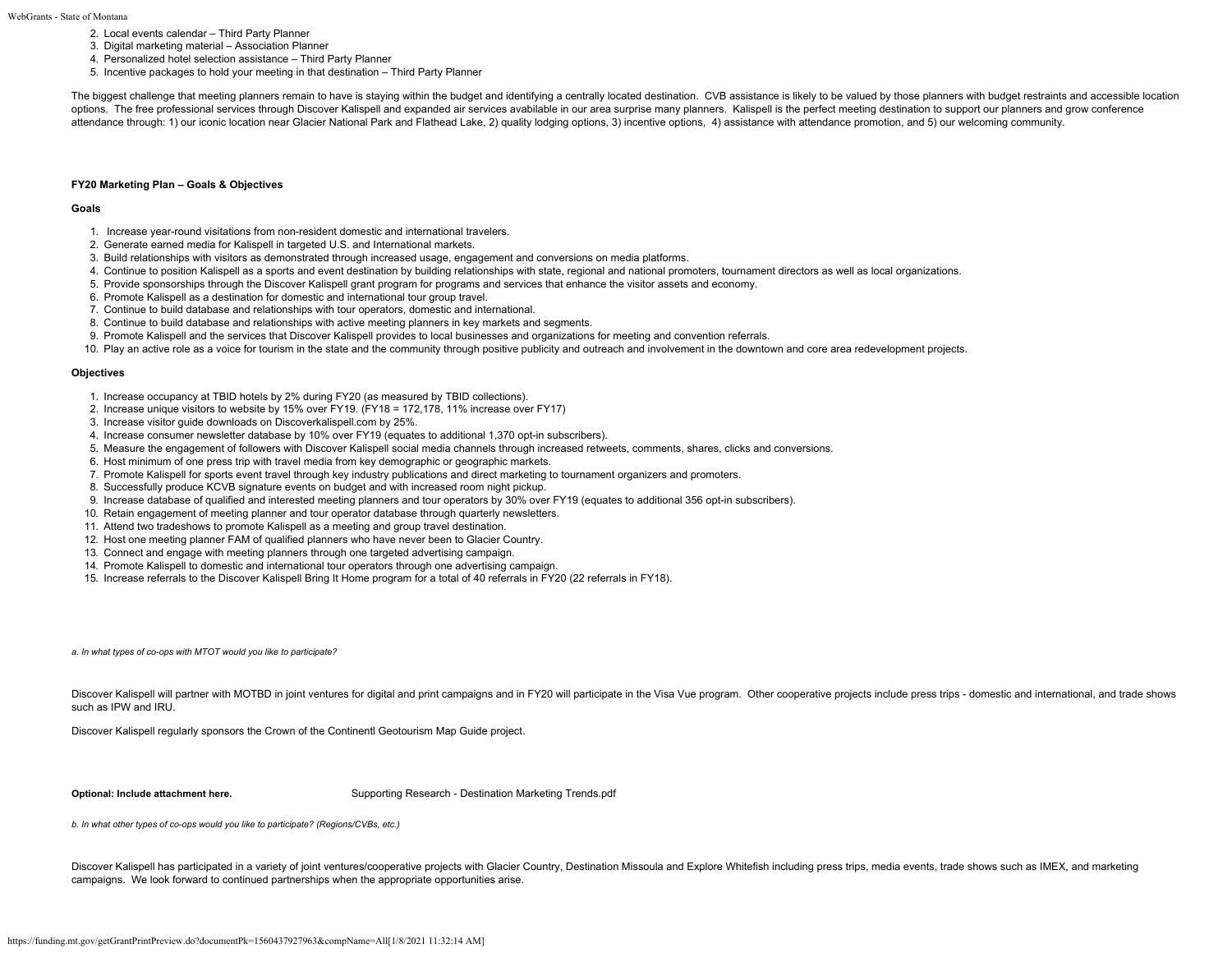2. Local events calendar – Third Party Planner
3. Digital marketing material – Association Planner
4. Personalized hotel selection assistance – Third Party Planner
5. Incentive packages to hold your meeting in that destination – Third Party Planner

The biggest challenge that meeting planners remain to have is staying within the budget and identifying a centrally located destination. CVB assistance is likely to be valued by those planners with budget restraints and accessible location options. The free professional services through Discover Kalispell and expanded air services avabilable in our area surprise many planners. Kalispell is the perfect meeting destination to support our planners and grow conference attendance through: 1) our iconic location near Glacier National Park and Flathead Lake, 2) quality lodging options, 3) incentive options, 4) assistance with attendance promotion, and 5) our welcoming community.

**FY20 Marketing Plan – Goals & Objectives**

**Goals**

1. Increase year-round visitations from non-resident domestic and international travelers.
2. Generate earned media for Kalispell in targeted U.S. and International markets.
3. Build relationships with visitors as demonstrated through increased usage, engagement and conversions on media platforms.
4. Continue to position Kalispell as a sports and event destination by building relationships with state, regional and national promoters, tournament directors as well as local organizations.
5. Provide sponsorships through the Discover Kalispell grant program for programs and services that enhance the visitor assets and economy.
6. Promote Kalispell as a destination for domestic and international tour group travel.
7. Continue to build database and relationships with tour operators, domestic and international.
8. Continue to build database and relationships with active meeting planners in key markets and segments.
9. Promote Kalispell and the services that Discover Kalispell provides to local businesses and organizations for meeting and convention referrals.
10. Play an active role as a voice for tourism in the state and the community through positive publicity and outreach and involvement in the downtown and core area redevelopment projects.

**Objectives**

1. Increase occupancy at TBID hotels by 2% during FY20 (as measured by TBID collections).
2. Increase unique visitors to website by 15% over FY19. (FY18 = 172,178, 11% increase over FY17)
3. Increase visitor guide downloads on Discoverkalispell.com by 25%.
4. Increase consumer newsletter database by 10% over FY19 (equates to additional 1,370 opt-in subscribers).
5. Measure the engagement of followers with Discover Kalispell social media channels through increased retweets, comments, shares, clicks and conversions.
6. Host minimum of one press trip with travel media from key demographic or geographic markets.
7. Promote Kalispell for sports event travel through key industry publications and direct marketing to tournament organizers and promoters.
8. Successfully produce KCVB signature events on budget and with increased room night pickup.
9. Increase database of qualified and interested meeting planners and tour operators by 30% over FY19 (equates to additional 356 opt-in subscribers).
10. Retain engagement of meeting planner and tour operator database through quarterly newsletters.
11. Attend two tradeshows to promote Kalispell as a meeting and group travel destination.
12. Host one meeting planner FAM of qualified planners who have never been to Glacier Country.
13. Connect and engage with meeting planners through one targeted advertising campaign.
14. Promote Kalispell to domestic and international tour operators through one advertising campaign.
15. Increase referrals to the Discover Kalispell Bring It Home program for a total of 40 referrals in FY20 (22 referrals in FY18).

*a. In what types of co-ops with MTOT would you like to participate?*

Discover Kalispell will partner with MOTBD in joint ventures for digital and print campaigns and in FY20 will participate in the Visa Vue program. Other cooperative projects include press trips - domestic and international, and trade shows such as IPW and IRU.

Discover Kalispell regularly sponsors the Crown of the Continentl Geotourism Map Guide project.

**Optional: Include attachment here.** Supporting Research - Destination Marketing Trends.pdf

*b. In what other types of co-ops would you like to participate? (Regions/CVBs, etc.)*

Discover Kalispell has participated in a variety of joint ventures/cooperative projects with Glacier Country, Destination Missoula and Explore Whitefish including press trips, media events, trade shows such as IMEX, and marketing campaigns. We look forward to continued partnerships when the appropriate opportunities arise.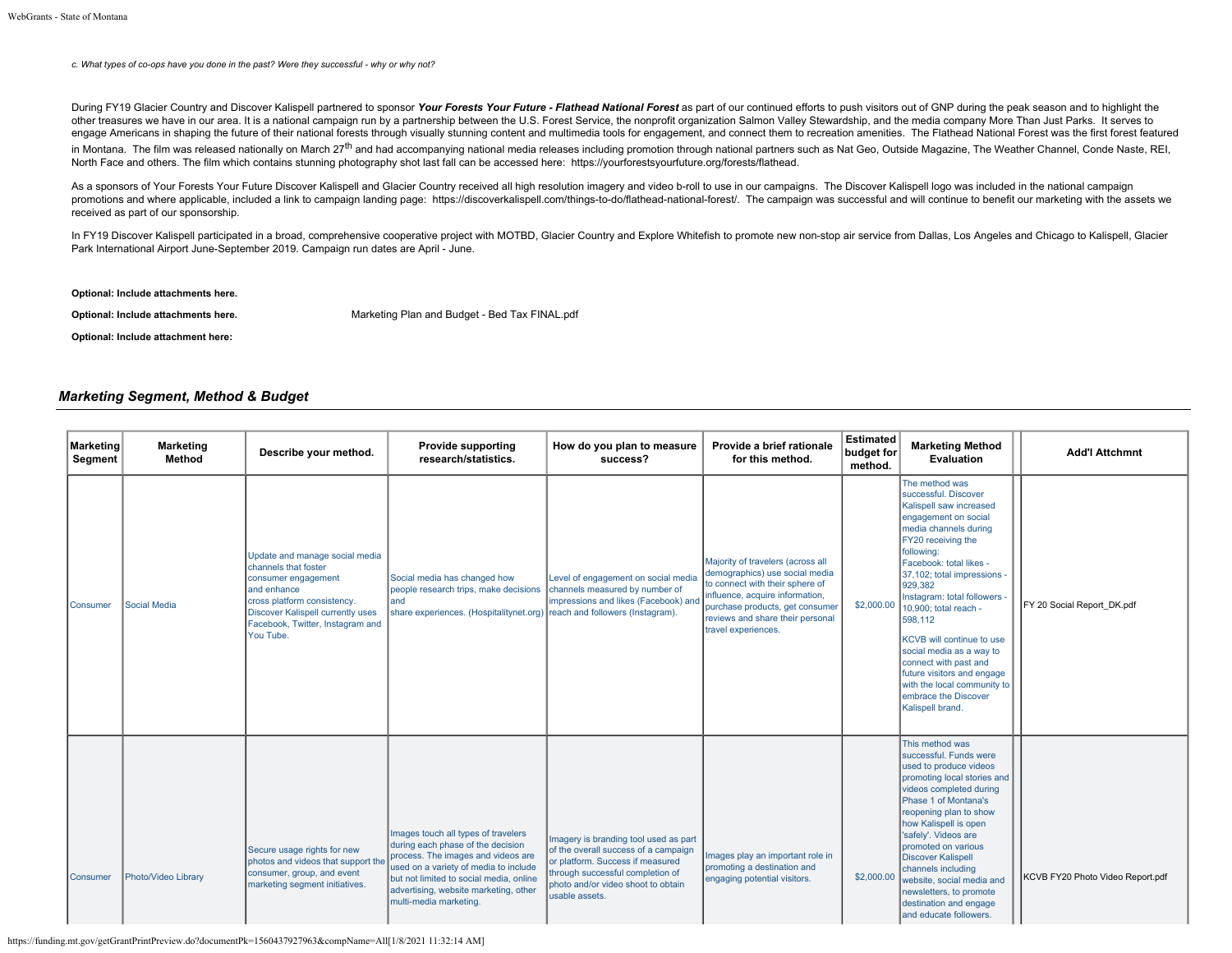*c. What types of co-ops have you done in the past? Were they successful - why or why not?*

During FY19 Glacier Country and Discover Kalispell partnered to sponsor ***Your Forests Your Future - Flathead National Forest*** as part of our continued efforts to push visitors out of GNP during the peak season and to highlight the other treasures we have in our area. It is a national campaign run by a partnership between the U.S. Forest Service, the nonprofit organization Salmon Valley Stewardship, and the media company More Than Just Parks. It serves to engage Americans in shaping the future of their national forests through visually stunning content and multimedia tools for engagement, and connect them to recreation amenities. The Flathead National Forest was the first forest featured in Montana. The film was released nationally on March 27th and had accompanying national media releases including promotion through national partners such as Nat Geo, Outside Magazine, The Weather Channel, Conde Naste, REI, North Face and others. The film which contains stunning photography shot last fall can be accessed here: https://yourforestsyourfuture.org/forests/flathead.

As a sponsors of Your Forests Your Future Discover Kalispell and Glacier Country received all high resolution imagery and video b-roll to use in our campaigns. The Discover Kalispell logo was included in the national campaign promotions and where applicable, included a link to campaign landing page: https://discoverkalispell.com/things-to-do/flathead-national-forest/. The campaign was successful and will continue to benefit our marketing with the assets we received as part of our sponsorship.

In FY19 Discover Kalispell participated in a broad, comprehensive cooperative project with MOTBD, Glacier Country and Explore Whitefish to promote new non-stop air service from Dallas, Los Angeles and Chicago to Kalispell, Glacier Park International Airport June-September 2019. Campaign run dates are April - June.

**Optional: Include attachments here.**

**Optional: Include attachments here.** Marketing Plan and Budget - Bed Tax FINAL.pdf

**Optional: Include attachment here:**

## *Marketing Segment, Method & Budget*

| Marketing Segment | Marketing Method | Describe your method. | Provide supporting research/statistics. | How do you plan to measure success? | Provide a brief rationale for this method. | Estimated budget for method. | Marketing Method Evaluation | Add'l Attchmnt |
|---|---|---|---|---|---|---|---|---|
| Consumer | Social Media | Update and manage social media channels that foster consumer engagement and enhance cross platform consistency. Discover Kalispell currently uses Facebook, Twitter, Instagram and You Tube. | Social media has changed how people research trips, make decisions and share experiences. (Hospitalitynet.org) | Level of engagement on social media channels measured by number of impressions and likes (Facebook) and reach and followers (Instagram). | Majority of travelers (across all demographics) use social media to connect with their sphere of influence, acquire information, purchase products, get consumer reviews and share their personal travel experiences. | $2,000.00 | The method was successful. Discover Kalispell saw increased engagement on social media channels during FY20 receiving the following: Facebook: total likes - 37,102; total impressions - 929,382 Instagram: total followers - 10,900; total reach - 598,112<br><br>KCVB will continue to use social media as a way to connect with past and future visitors and engage with the local community to embrace the Discover Kalispell brand. | FY 20 Social Report_DK.pdf |
| Consumer | Photo/Video Library | Secure usage rights for new photos and videos that support the consumer, group, and event marketing segment initiatives. | Images touch all types of travelers during each phase of the decision process. The images and videos are used on a variety of media to include but not limited to social media, online advertising, website marketing, other multi-media marketing. | Imagery is branding tool used as part of the overall success of a campaign or platform. Success if measured through successful completion of photo and/or video shoot to obtain usable assets. | Images play an important role in promoting a destination and engaging potential visitors. | $2,000.00 | This method was successful. Funds were used to produce videos promoting local stories and videos completed during Phase 1 of Montana's reopening plan to show how Kalispell is open 'safely'. Videos are promoted on various Discover Kalispell channels including website, social media and newsletters, to promote destination and engage and educate followers. | KCVB FY20 Photo Video Report.pdf |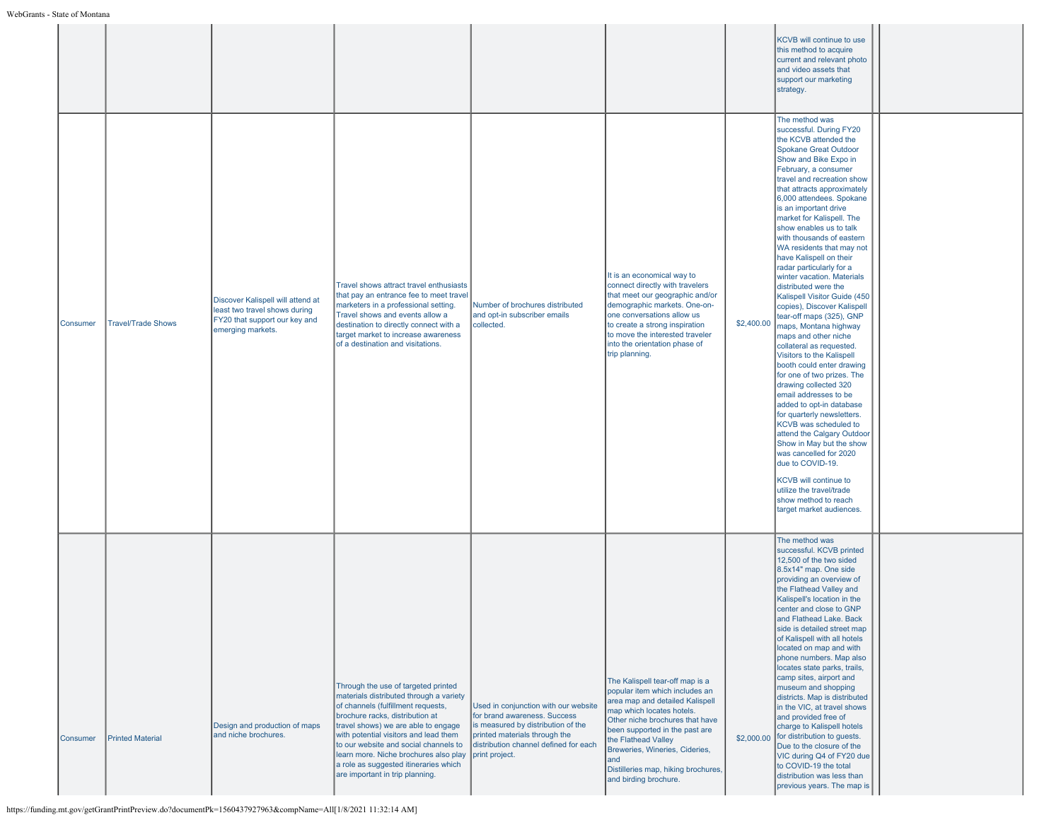| | | | | | | | | | |
|---|---|---|---|---|---|---|---|---|---|
| | | | | | | | KCVB will continue to use this method to acquire current and relevant photo and video assets that support our marketing strategy. | | |
| Consumer | Travel/Trade Shows | Discover Kalispell will attend at least two travel shows during FY20 that support our key and emerging markets. | Travel shows attract travel enthusiasts that pay an entrance fee to meet travel marketers in a professional setting. Travel shows and events allow a destination to directly connect with a target market to increase awareness of a destination and visitations. | Number of brochures distributed and opt-in subscriber emails collected. | It is an economical way to connect directly with travelers that meet our geographic and/or demographic markets. One-on-one conversations allow us to create a strong inspiration to move the interested traveler into the orientation phase of trip planning. | $2,400.00 | The method was successful. During FY20 the KCVB attended the Spokane Great Outdoor Show and Bike Expo in February, a consumer travel and recreation show that attracts approximately 6,000 attendees. Spokane is an important drive market for Kalispell. The show enables us to talk with thousands of eastern WA residents that may not have Kalispell on their radar particularly for a winter vacation. Materials distributed were the Kalispell Visitor Guide (450 copies), Discover Kalispell tear-off maps (325), GNP maps, Montana highway maps and other niche collateral as requested. Visitors to the Kalispell booth could enter drawing for one of two prizes. The drawing collected 320 email addresses to be added to opt-in database for quarterly newsletters. KCVB was scheduled to attend the Calgary Outdoor Show in May but the show was cancelled for 2020 due to COVID-19.<br><br>KCVB will continue to utilize the travel/trade show method to reach target market audiences. | | |
| Consumer | Printed Material | Design and production of maps and niche brochures. | Through the use of targeted printed materials distributed through a variety of channels (fulfillment requests, brochure racks, distribution at travel shows) we are able to engage with potential visitors and lead them to our website and social channels to learn more. Niche brochures also play a role as suggested itineraries which are important in trip planning. | Used in conjunction with our website for brand awareness. Success is measured by distribution of the printed materials through the distribution channel defined for each print project. | The Kalispell tear-off map is a popular item which includes an area map and detailed Kalispell map which locates hotels. Other niche brochures that have been supported in the past are the Flathead Valley Breweries, Wineries, Cideries, and Distilleries map, hiking brochures, and birding brochure. | $2,000.00 | The method was successful. KCVB printed 12,500 of the two sided 8.5x14" map. One side providing an overview of the Flathead Valley and Kalispell's location in the center and close to GNP and Flathead Lake. Back side is detailed street map of Kalispell with all hotels located on map and with phone numbers. Map also locates state parks, trails, camp sites, airport and museum and shopping districts. Map is distributed in the VIC, at travel shows and provided free of charge to Kalispell hotels for distribution to guests. Due to the closure of the VIC during Q4 of FY20 due to COVID-19 the total distribution was less than previous years. The map is | | |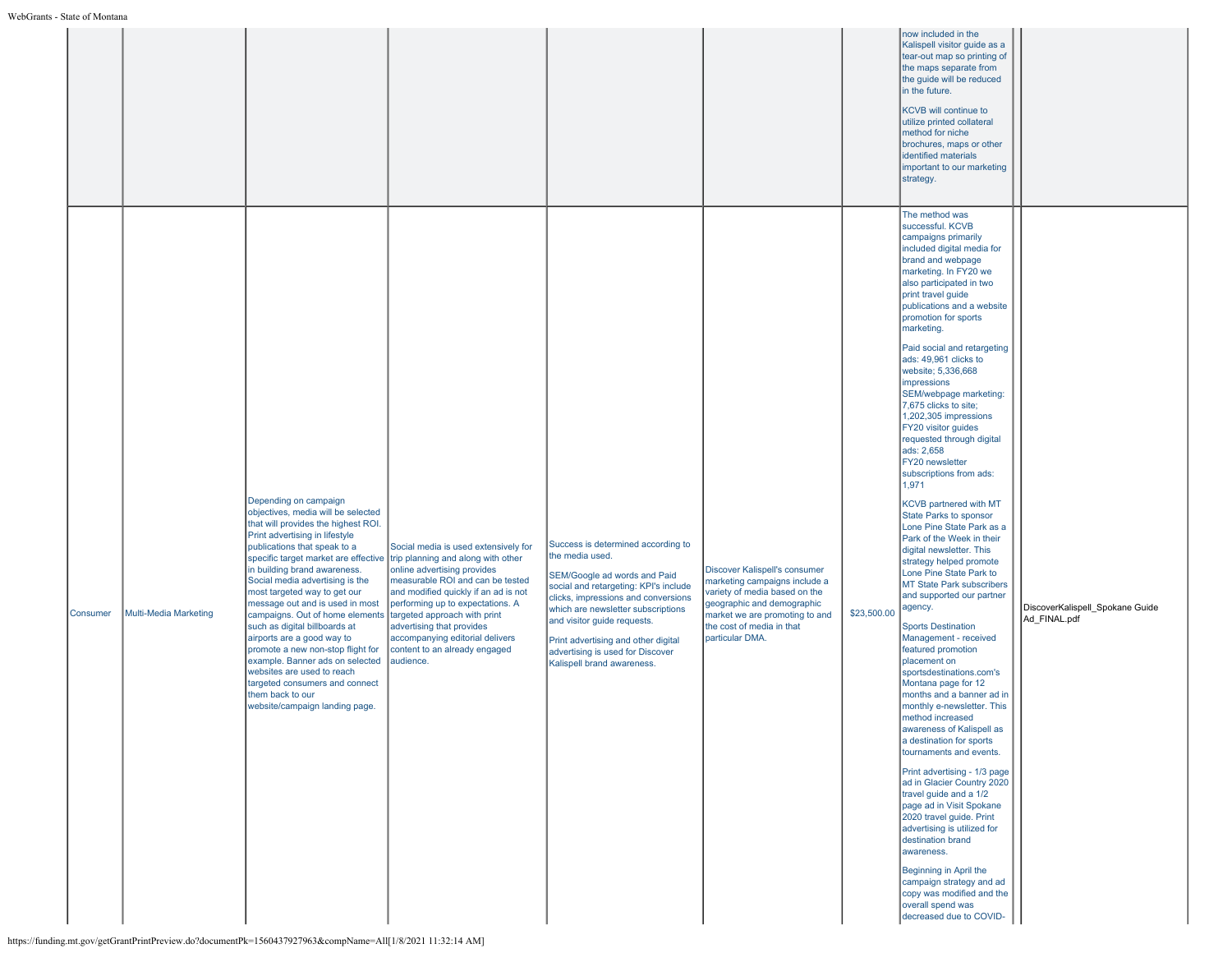| | | | | | | | | | |
|---|---|---|---|---|---|---|---|---|---|
| | | | | | | | now included in the Kalispell visitor guide as a tear-out map so printing of the maps separate from the guide will be reduced in the future.<br><br>KCVB will continue to utilize printed collateral method for niche brochures, maps or other identified materials important to our marketing strategy. | | |
| Consumer | Multi-Media Marketing | Depending on campaign objectives, media will be selected that will provides the highest ROI. Print advertising in lifestyle publications that speak to a specific target market are effective in building brand awareness. Social media advertising is the most targeted way to get our message out and is used in most campaigns. Out of home elements such as digital billboards at airports are a good way to promote a new non-stop flight for example. Banner ads on selected websites are used to reach targeted consumers and connect them back to our website/campaign landing page. | Social media is used extensively for trip planning and along with other online advertising provides measurable ROI and can be tested and modified quickly if an ad is not performing up to expectations. A targeted approach with print advertising that provides accompanying editorial delivers content to an already engaged audience. | Success is determined according to the media used.<br><br>SEM/Google ad words and Paid social and retargeting: KPI's include clicks, impressions and conversions which are newsletter subscriptions and visitor guide requests.<br><br>Print advertising and other digital advertising is used for Discover Kalispell brand awareness. | Discover Kalispell's consumer marketing campaigns include a variety of media based on the geographic and demographic market we are promoting to and the cost of media in that particular DMA. | $23,500.00 | The method was successful. KCVB campaigns primarily included digital media for brand and webpage marketing. In FY20 we also participated in two print travel guide publications and a website promotion for sports marketing.<br><br>Paid social and retargeting ads: 49,961 clicks to website; 5,336,668 impressions<br>SEM/webpage marketing: 7,675 clicks to site; 1,202,305 impressions<br>FY20 visitor guides requested through digital ads: 2,658<br>FY20 newsletter subscriptions from ads: 1,971<br><br>KCVB partnered with MT State Parks to sponsor Lone Pine State Park as a Park of the Week in their digital newsletter. This strategy helped promote Lone Pine State Park to MT State Park subscribers and supported our partner agency.<br><br>Sports Destination Management - received featured promotion placement on sportsdestinations.com's Montana page for 12 months and a banner ad in monthly e-newsletter. This method increased awareness of Kalispell as a destination for sports tournaments and events.<br><br>Print advertising - 1/3 page ad in Glacier Country 2020 travel guide and a 1/2 page ad in Visit Spokane 2020 travel guide. Print advertising is utilized for destination brand awareness.<br><br>Beginning in April the campaign strategy and ad copy was modified and the overall spend was decreased due to COVID- | | DiscoverKalispell_Spokane Guide Ad_FINAL.pdf |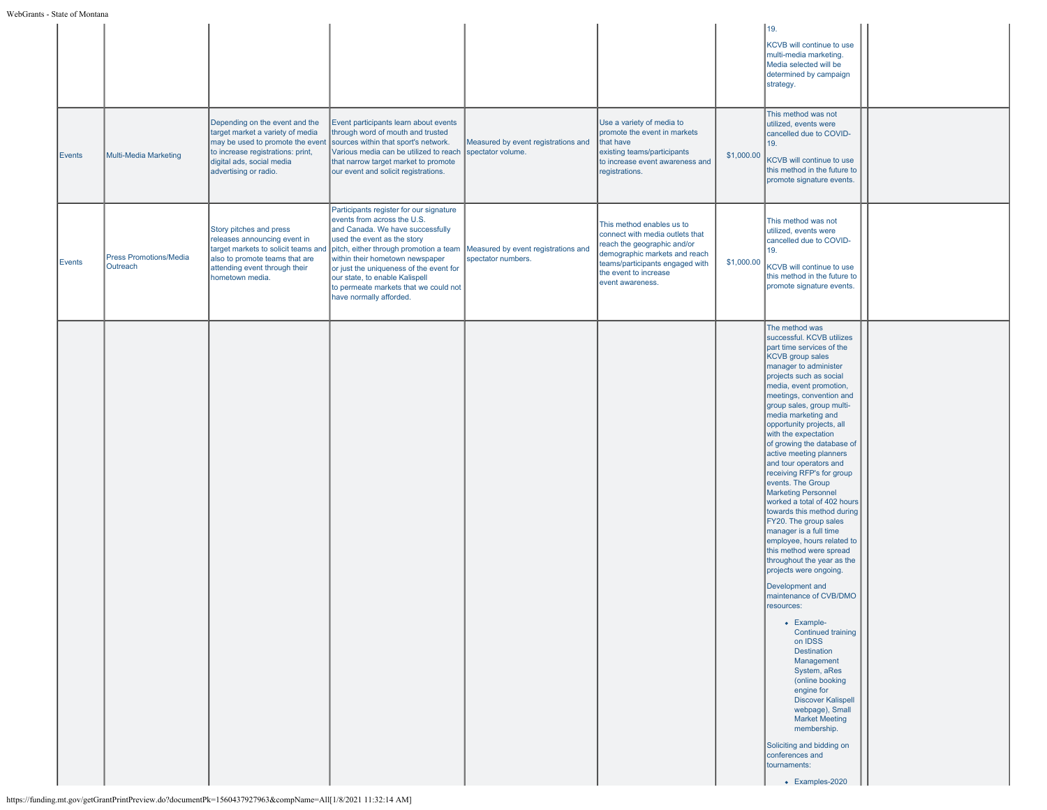| | | | | | | | | |
|---|---|---|---|---|---|---|---|---|
| | | | | | | | 19.<br><br>KCVB will continue to use multi-media marketing. Media selected will be determined by campaign strategy. | |
| Events | Multi-Media Marketing | Depending on the event and the target market a variety of media may be used to promote the event to increase registrations: print, digital ads, social media advertising or radio. | Event participants learn about events through word of mouth and trusted sources within that sport's network. Various media can be utilized to reach that narrow target market to promote our event and solicit registrations. | Measured by event registrations and spectator volume. | Use a variety of media to promote the event in markets that have existing teams/participants to increase event awareness and registrations. | $1,000.00 | This method was not utilized, events were cancelled due to COVID-19.<br><br>KCVB will continue to use this method in the future to promote signature events. | |
| Events | Press Promotions/Media Outreach | Story pitches and press releases announcing event in target markets to solicit teams and also to promote teams that are attending event through their hometown media. | Participants register for our signature events from across the U.S. and Canada. We have successfully used the event as the story pitch, either through promotion a team within their hometown newspaper or just the uniqueness of the event for our state, to enable Kalispell to permeate markets that we could not have normally afforded. | Measured by event registrations and spectator numbers. | This method enables us to connect with media outlets that reach the geographic and/or demographic markets and reach teams/participants engaged with the event to increase event awareness. | $1,000.00 | This method was not utilized, events were cancelled due to COVID-19.<br><br>KCVB will continue to use this method in the future to promote signature events. | |
| | | | | | | | The method was successful. KCVB utilizes part time services of the KCVB group sales manager to administer projects such as social media, event promotion, meetings, convention and group sales, group multi-media marketing and opportunity projects, all with the expectation of growing the database of active meeting planners and tour operators and receiving RFP's for group events. The Group Marketing Personnel worked a total of 402 hours towards this method during FY20. The group sales manager is a full time employee, hours related to this method were spread throughout the year as the projects were ongoing.<br><br>Development and maintenance of CVB/DMO resources:<br><br>• Example- Continued training on IDSS Destination Management System, aRes (online booking engine for Discover Kalispell webpage), Small Market Meeting membership.<br><br>Soliciting and bidding on conferences and tournaments:<br><br>• Examples-2020 | |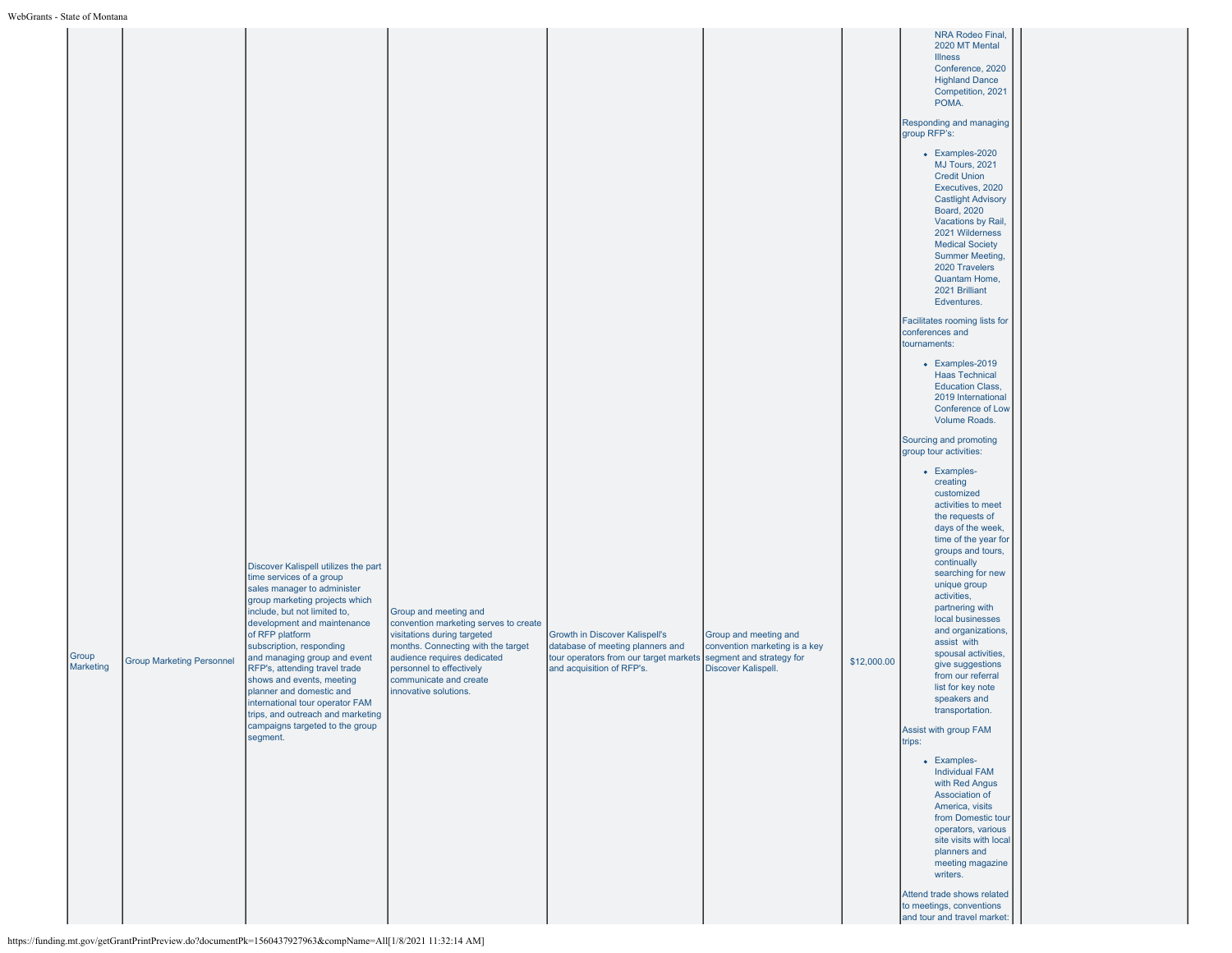| Group Marketing | Group Marketing Personnel | Discover Kalispell utilizes the part time services of a group sales manager to administer group marketing projects which include, but not limited to, development and maintenance of RFP platform subscription, responding and managing group and event RFP's, attending travel trade shows and events, meeting planner and domestic and international tour operator FAM trips, and outreach and marketing campaigns targeted to the group segment. | Group and meeting and convention marketing serves to create visitations during targeted months. Connecting with the target audience requires dedicated personnel to effectively communicate and create innovative solutions. | Growth in Discover Kalispell's database of meeting planners and tour operators from our target markets and acquisition of RFP's. | Group and meeting and convention marketing is a key segment and strategy for Discover Kalispell. | $12,000.00 | NRA Rodeo Final, 2020 MT Mental Illness Conference, 2020 Highland Dance Competition, 2021 POMA.<br><br>Responding and managing group RFP's:<br>• Examples-2020 MJ Tours, 2021 Credit Union Executives, 2020 Castlight Advisory Board, 2020 Vacations by Rail, 2021 Wilderness Medical Society Summer Meeting, 2020 Travelers Quantam Home, 2021 Brilliant Edventures.<br><br>Facilitates rooming lists for conferences and tournaments:<br>• Examples-2019 Haas Technical Education Class, 2019 International Conference of Low Volume Roads.<br><br>Sourcing and promoting group tour activities:<br>• Examples- creating customized activities to meet the requests of days of the week, time of the year for groups and tours, continually searching for new unique group activities, partnering with local businesses and organizations, assist with spousal activities, give suggestions from our referral list for key note speakers and transportation.<br><br>Assist with group FAM trips:<br>• Examples- Individual FAM with Red Angus Association of America, visits from Domestic tour operators, various site visits with local planners and meeting magazine writers.<br><br>Attend trade shows related to meetings, conventions and tour and travel market: | |
|---|---|---|---|---|---|---|---|---|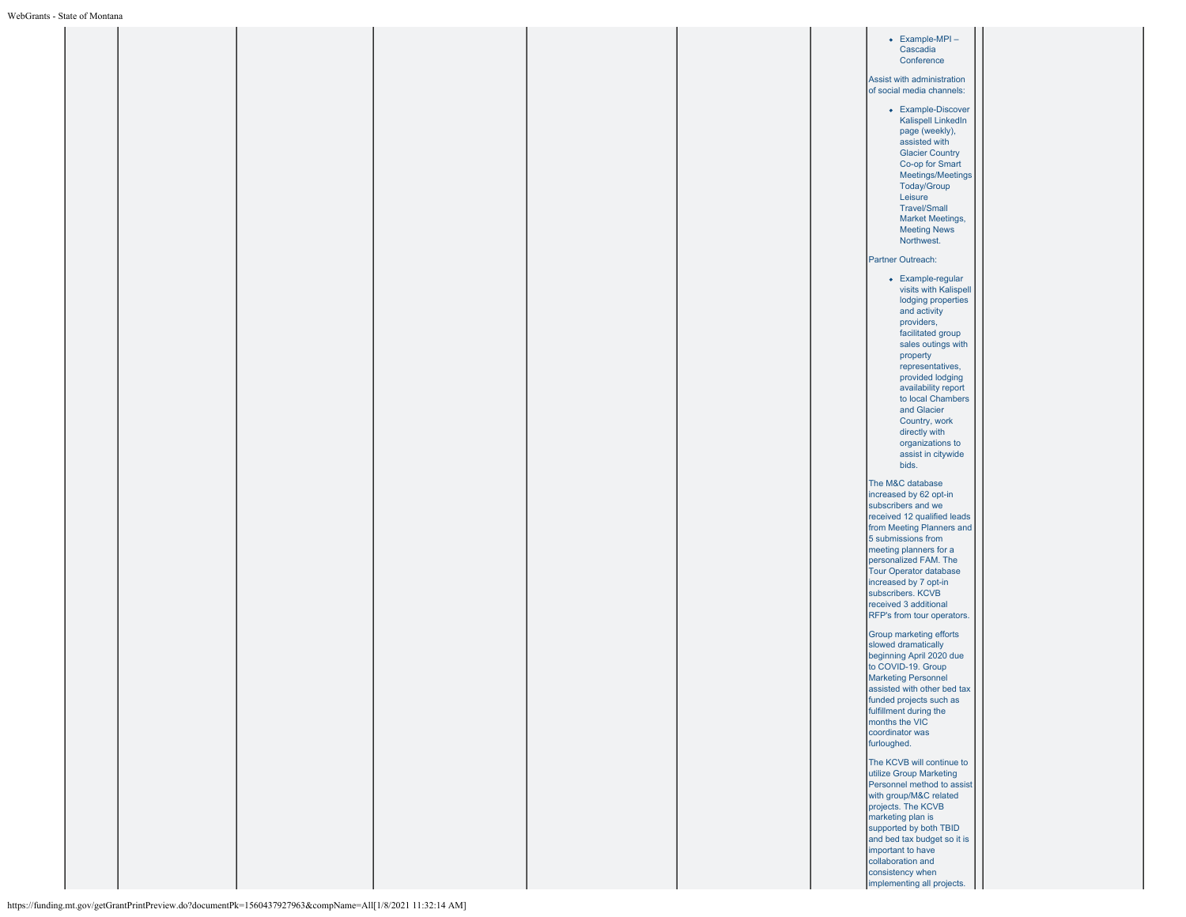| | | | | | | | |
|---|---|---|---|---|---|---|---|
| | | | | | | <ul><li>Example-MPI – Cascadia Conference</li></ul>Assist with administration of social media channels:<ul><li>Example-Discover Kalispell LinkedIn page (weekly), assisted with Glacier Country Co-op for Smart Meetings/Meetings Today/Group Leisure Travel/Small Market Meetings, Meeting News Northwest.</li></ul>Partner Outreach:<ul><li>Example-regular visits with Kalispell lodging properties and activity providers, facilitated group sales outings with property representatives, provided lodging availability report to local Chambers and Glacier Country, work directly with organizations to assist in citywide bids.</li></ul>The M&C database increased by 62 opt-in subscribers and we received 12 qualified leads from Meeting Planners and 5 submissions from meeting planners for a personalized FAM. The Tour Operator database increased by 7 opt-in subscribers. KCVB received 3 additional RFP's from tour operators.<br><br>Group marketing efforts slowed dramatically beginning April 2020 due to COVID-19. Group Marketing Personnel assisted with other bed tax funded projects such as fulfillment during the months the VIC coordinator was furloughed.<br><br>The KCVB will continue to utilize Group Marketing Personnel method to assist with group/M&C related projects. The KCVB marketing plan is supported by both TBID and bed tax budget so it is important to have collaboration and consistency when implementing all projects. | |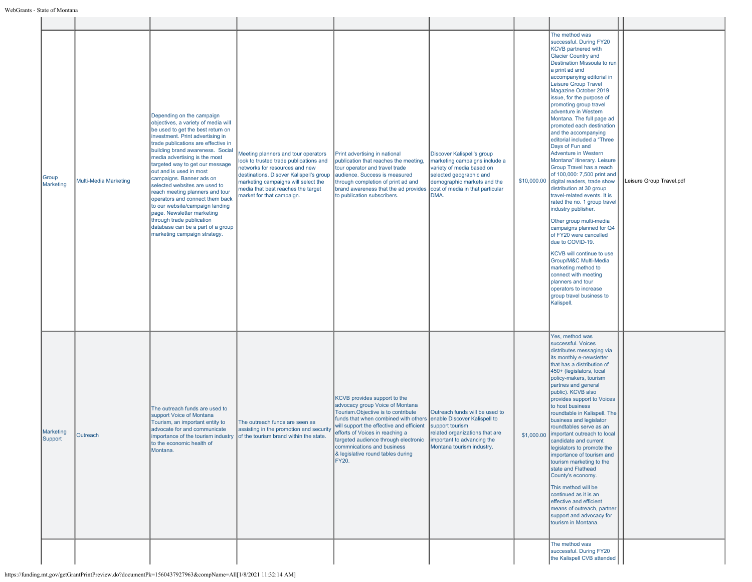| | | | | | | | | | |
|---|---|---|---|---|---|---|---|---|---|
| Group Marketing | Multi-Media Marketing | Depending on the campaign objectives, a variety of media will be used to get the best return on investment. Print advertising in trade publications are effective in building brand awareness. Social media advertising is the most targeted way to get our message out and is used in most campaigns. Banner ads on selected websites are used to reach meeting planners and tour operators and connect them back to our website/campaign landing page. Newsletter marketing through trade publication database can be a part of a group marketing campaign strategy. | Meeting planners and tour operators look to trusted trade publications and networks for resources and new destinations. Disover Kalispell's group marketing campaigns will select the media that best reaches the target market for that campaign. | Print advertising in national publication that reaches the meeting, tour operator and travel trade audience. Success is measured through completion of print ad and brand awareness that the ad provides to publication subscribers. | Discover Kalispell's group marketing campaigns include a variety of media based on selected geographic and demographic markets and the cost of media in that particular DMA. | $10,000.00 | The method was successful. During FY20 KCVB partnered with Glacier Country and Destination Missoula to run a print ad and accompanying editorial in Leisure Group Travel Magazine October 2019 issue, for the purpose of promoting group travel adventure in Western Montana. The full page ad promoted each destination and the accompanying editorial included a "Three Days of Fun and Adventure in Western Montana" itinerary. Leisure Group Travel has a reach of 100,000: 7,500 print and digital readers, trade show distribution at 30 group travel-related events. It is rated the no. 1 group travel industry publisher.<br><br>Other group multi-media campaigns planned for Q4 of FY20 were cancelled due to COVID-19.<br><br>KCVB will continue to use Group/M&C Multi-Media marketing method to connect with meeting planners and tour operators to increase group travel business to Kalispell. | | Leisure Group Travel.pdf |
| Marketing Support | Outreach | The outreach funds are used to support Voice of Montana Tourism, an important entity to advocate for and communicate importance of the tourism industry to the economic health of Montana. | The outreach funds are seen as assisting in the promotion and security of the tourism brand within the state. | KCVB provides support to the advocacy group Voice of Montana Tourism.Objective is to contribute funds that when combined with others will support the effective and efficient efforts of Voices in reaching a targeted audience through electronic commnications and business & legislative round tables during FY20. | Outreach funds will be used to enable Discover Kalispell to support tourism related organizations that are important to advancing the Montana tourism industry. | $1,000.00 | Yes, method was successful. Voices distributes messaging via its monthly e-newsletter that has a distribution of 450+ (legislators, local policy-makers, tourism partnes and general public). KCVB also provides support to Voices to host business roundtable in Kalispell. The business and legislator roundtables serve as an important outreach to local candidate and current legislators to promote the importance of tourism and tourism marketing to the state and Flathead County's economy.<br><br>This method will be continued as it is an effective and efficient means of outreach, partner support and advocacy for tourism in Montana. | | |
| | | | | | | | The method was successful. During FY20 the Kalispell CVB attended | | |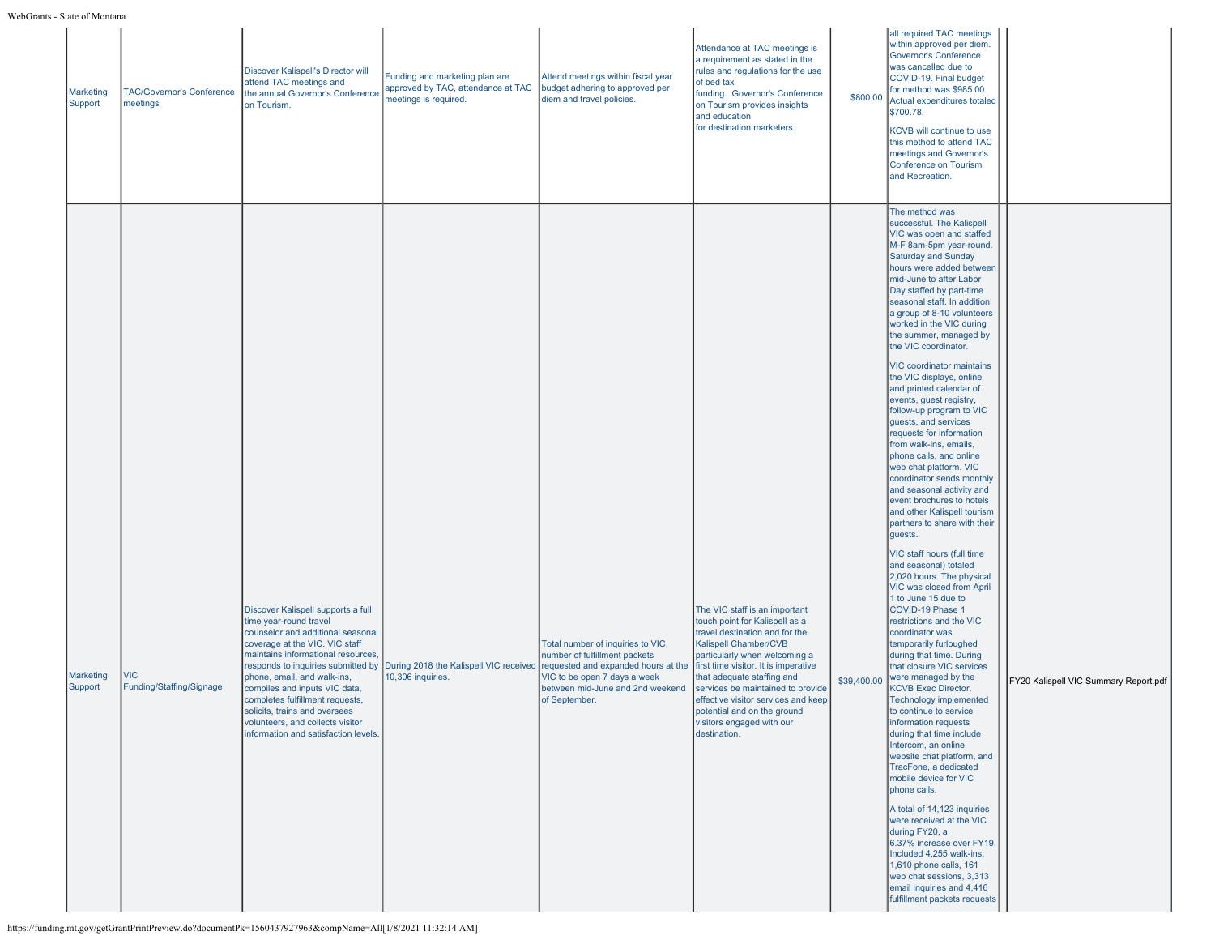| | | | | | | | | | |
|---|---|---|---|---|---|---|---|---|---|
| Marketing Support | TAC/Governor's Conference meetings | Discover Kalispell's Director will attend TAC meetings and the annual Governor's Conference on Tourism. | Funding and marketing plan are approved by TAC, attendance at TAC meetings is required. | Attend meetings within fiscal year budget adhering to approved per diem and travel policies. | Attendance at TAC meetings is a requirement as stated in the rules and regulations for the use of bed tax funding. Governor's Conference on Tourism provides insights and education for destination marketers. | $800.00 | all required TAC meetings within approved per diem. Governor's Conference was cancelled due to COVID-19. Final budget for method was $985.00. Actual expenditures totaled $700.78.<br><br>KCVB will continue to use this method to attend TAC meetings and Governor's Conference on Tourism and Recreation. | | |
| Marketing Support | VIC Funding/Staffing/Signage | Discover Kalispell supports a full time year-round travel counselor and additional seasonal coverage at the VIC. VIC staff maintains informational resources, responds to inquiries submitted by phone, email, and walk-ins, compiles and inputs VIC data, completes fulfillment requests, solicits, trains and oversees volunteers, and collects visitor information and satisfaction levels. | During 2018 the Kalispell VIC received 10,306 inquiries. | Total number of inquiries to VIC, number of fulfillment packets requested and expanded hours at the VIC to be open 7 days a week between mid-June and 2nd weekend of September. | The VIC staff is an important touch point for Kalispell as a travel destination and for the Kalispell Chamber/CVB particularly when welcoming a first time visitor. It is imperative that adequate staffing and services be maintained to provide effective visitor services and keep potential and on the ground visitors engaged with our destination. | $39,400.00 | The method was successful. The Kalispell VIC was open and staffed M-F 8am-5pm year-round. Saturday and Sunday hours were added between mid-June to after Labor Day staffed by part-time seasonal staff. In addition a group of 8-10 volunteers worked in the VIC during the summer, managed by the VIC coordinator.<br><br>VIC coordinator maintains the VIC displays, online and printed calendar of events, guest registry, follow-up program to VIC guests, and services requests for information from walk-ins, emails, phone calls, and online web chat platform. VIC coordinator sends monthly and seasonal activity and event brochures to hotels and other Kalispell tourism partners to share with their guests.<br><br>VIC staff hours (full time and seasonal) totaled 2,020 hours. The physical VIC was closed from April 1 to June 15 due to COVID-19 Phase 1 restrictions and the VIC coordinator was temporarily furloughed during that time. During that closure VIC services were managed by the KCVB Exec Director. Technology implemented to continue to service information requests during that time include Intercom, an online website chat platform, and TracFone, a dedicated mobile device for VIC phone calls.<br><br>A total of 14,123 inquiries were received at the VIC during FY20, a 6.37% increase over FY19. Included 4,255 walk-ins, 1,610 phone calls, 161 web chat sessions, 3,313 email inquiries and 4,416 fulfillment packets requests | | FY20 Kalispell VIC Summary Report.pdf |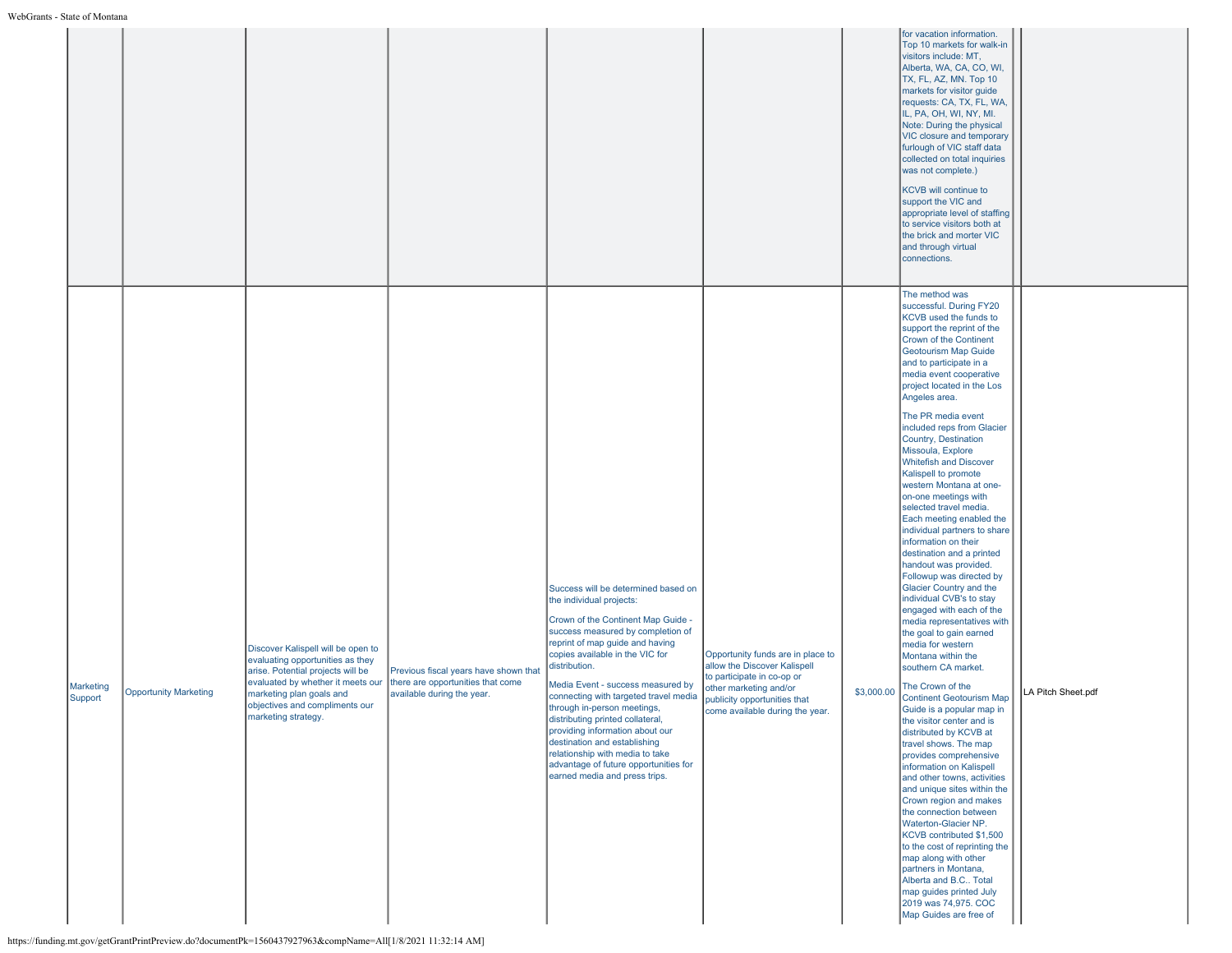| | | | | | | | | | |
|---|---|---|---|---|---|---|---|---|---|
| | | | | | | | for vacation information. Top 10 markets for walk-in visitors include: MT, Alberta, WA, CA, CO, WI, TX, FL, AZ, MN. Top 10 markets for visitor guide requests: CA, TX, FL, WA, IL, PA, OH, WI, NY, MI. Note: During the physical VIC closure and temporary furlough of VIC staff data collected on total inquiries was not complete.)<br><br>KCVB will continue to support the VIC and appropriate level of staffing to service visitors both at the brick and morter VIC and through virtual connections. | | |
| Marketing Support | Opportunity Marketing | Discover Kalispell will be open to evaluating opportunities as they arise. Potential projects will be evaluated by whether it meets our marketing plan goals and objectives and compliments our marketing strategy. | Previous fiscal years have shown that there are opportunities that come available during the year. | Success will be determined based on the individual projects:<br><br>Crown of the Continent Map Guide - success measured by completion of reprint of map guide and having copies available in the VIC for distribution.<br><br>Media Event - success measured by connecting with targeted travel media through in-person meetings, distributing printed collateral, providing information about our destination and establishing relationship with media to take advantage of future opportunities for earned media and press trips. | Opportunity funds are in place to allow the Discover Kalispell to participate in co-op or other marketing and/or publicity opportunities that come available during the year. | $3,000.00 | The method was successful. During FY20 KCVB used the funds to support the reprint of the Crown of the Continent Geotourism Map Guide and to participate in a media event cooperative project located in the Los Angeles area.<br><br>The PR media event included reps from Glacier Country, Destination Missoula, Explore Whitefish and Discover Kalispell to promote western Montana at one-on-one meetings with selected travel media. Each meeting enabled the individual partners to share information on their destination and a printed handout was provided. Followup was directed by Glacier Country and the individual CVB's to stay engaged with each of the media representatives with the goal to gain earned media for western Montana within the southern CA market.<br><br>The Crown of the Continent Geotourism Map Guide is a popular map in the visitor center and is distributed by KCVB at travel shows. The map provides comprehensive information on Kalispell and other towns, activities and unique sites within the Crown region and makes the connection between Waterton-Glacier NP. KCVB contributed $1,500 to the cost of reprinting the map along with other partners in Montana, Alberta and B.C.. Total map guides printed July 2019 was 74,975. COC Map Guides are free of | | LA Pitch Sheet.pdf |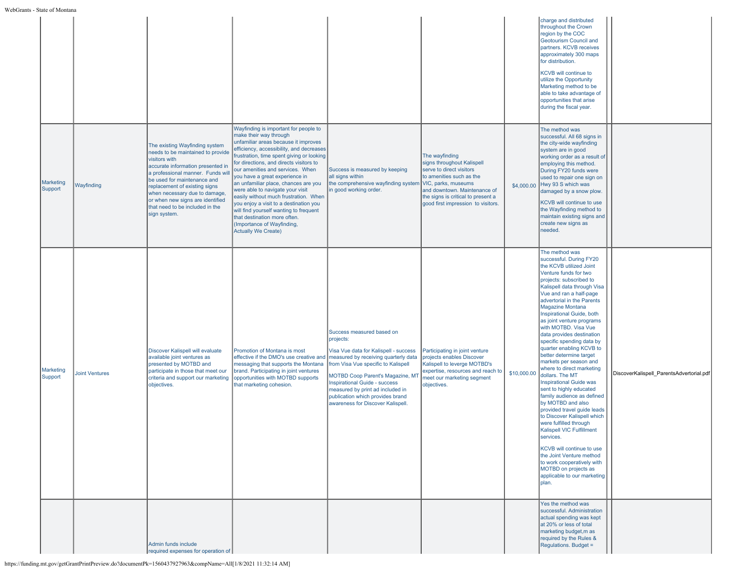| | | | | | | | | | |
|---|---|---|---|---|---|---|---|---|---|
| | | | | | | | charge and distributed throughout the Crown region by the COC Geotourism Council and partners. KCVB receives approximately 300 maps for distribution.<br><br>KCVB will continue to utilize the Opportunity Marketing method to be able to take advantage of opportunities that arise during the fiscal year. | | |
| Marketing Support | Wayfinding | The existing Wayfinding system needs to be maintained to provide visitors with accurate information presented in a professional manner. Funds will be used for maintenance and replacement of existing signs when necessary due to damage, or when new signs are identified that need to be included in the sign system. | Wayfinding is important for people to make their way through unfamiliar areas because it improves efficiency, accessibility, and decreases frustration, time spent giving or looking for directions, and directs visitors to our amenities and services. When you have a great experience in an unfamiliar place, chances are you were able to navigate your visit easily without much frustration. When you enjoy a visit to a destination you will find yourself wanting to frequent that destination more often. (Importance of Wayfinding, Actually We Create) | Success is measured by keeping all signs within the comprehensive wayfinding system in good working order. | The wayfinding signs throughout Kalispell serve to direct visitors to amenities such as the VIC, parks, museums and downtown. Maintenance of the signs is critical to present a good first impression to visitors. | $4,000.00 | The method was successful. All 68 signs in the city-wide wayfinding system are in good working order as a result of employing this method. During FY20 funds were used to repair one sign on Hwy 93 S which was damaged by a snow plow.<br><br>KCVB will continue to use the Wayfinding method to maintain existing signs and create new signs as needed. | | |
| Marketing Support | Joint Ventures | Discover Kalispell will evaluate available joint ventures as presented by MOTBD and participate in those that meet our criteria and support our marketing objectives. | Promotion of Montana is most effective if the DMO's use creative and messaging that supports the Montana brand. Participating in joint ventures opportunities with MOTBD supports that marketing cohesion. | Success measured based on projects:<br><br>Visa Vue data for Kalispell - success measured by receiving quarterly data from Visa Vue specific to Kalispell<br><br>MOTBD Coop Parent's Magazine, MT Inspirational Guide - success measured by print ad included in publication which provides brand awareness for Discover Kalispell. | Participating in joint venture projects enables Discover Kalispell to leverge MOTBD's expertise, resources and reach to meet our marketing segment objectives. | $10,000.00 | The method was successful. During FY20 the KCVB utilized Joint Venture funds for two projects: subscribed to Kalispell data through Visa Vue and ran a half-page advertorial in the Parents Magazine Montana Inspirational Guide, both as joint venture programs with MOTBD. Visa Vue data provides destination specific spending data by quarter enabling KCVB to better determine target markets per season and where to direct marketing dollars. The MT Inspirational Guide was sent to highly educated family audience as defined by MOTBD and also provided travel guide leads to Discover Kalispell which were fulfilled through Kalispell VIC Fulfillment services.<br><br>KCVB will continue to use the Joint Venture method to work cooperatively with MOTBD on projects as applicable to our marketing plan. | | DiscoverKalispell_ParentsAdvertorial.pdf |
| | | Admin funds include required expenses for operation of | | | | | Yes the method was successful. Administration actual spending was kept at 20% or less of total marketing budget,m as required by the Rules & Regulations. Budget = | | |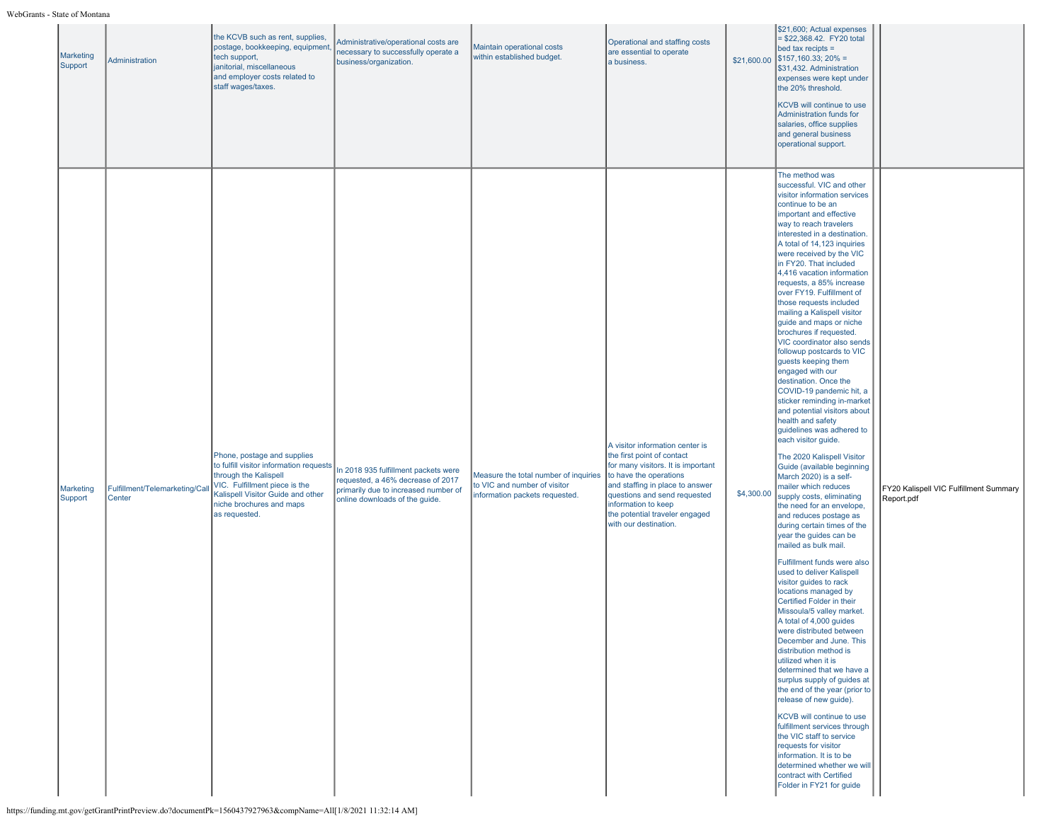| | | | | | | | | | |
|---|---|---|---|---|---|---|---|---|---|
| Marketing Support | Administration | the KCVB such as rent, supplies, postage, bookkeeping, equipment, tech support, janitorial, miscellaneous and employer costs related to staff wages/taxes. | Administrative/operational costs are necessary to successfully operate a business/organization. | Maintain operational costs within established budget. | Operational and staffing costs are essential to operate a business. | $21,600.00 | $21,600; Actual expenses = $22,368.42. FY20 total bed tax recipts = $157,160.33; 20% = $31,432. Administration expenses were kept under the 20% threshold.<br><br>KCVB will continue to use Administration funds for salaries, office supplies and general business operational support. | | |
| Marketing Support | Fulfillment/Telemarketing/Call Center | Phone, postage and supplies to fulfill visitor information requests through the Kalispell VIC. Fulfillment piece is the Kalispell Visitor Guide and other niche brochures and maps as requested. | In 2018 935 fulfillment packets were requested, a 46% decrease of 2017 primarily due to increased number of online downloads of the guide. | Measure the total number of inquiries to VIC and number of visitor information packets requested. | A visitor information center is the first point of contact for many visitors. It is important to have the operations and staffing in place to answer questions and send requested information to keep the potential traveler engaged with our destination. | $4,300.00 | The method was successful. VIC and other visitor information services continue to be an important and effective way to reach travelers interested in a destination. A total of 14,123 inquiries were received by the VIC in FY20. That included 4,416 vacation information requests, a 85% increase over FY19. Fulfillment of those requests included mailing a Kalispell visitor guide and maps or niche brochures if requested. VIC coordinator also sends followup postcards to VIC guests keeping them engaged with our destination. Once the COVID-19 pandemic hit, a sticker reminding in-market and potential visitors about health and safety guidelines was adhered to each visitor guide.<br><br>The 2020 Kalispell Visitor Guide (available beginning March 2020) is a self-mailer which reduces supply costs, eliminating the need for an envelope, and reduces postage as during certain times of the year the guides can be mailed as bulk mail.<br><br>Fulfillment funds were also used to deliver Kalispell visitor guides to rack locations managed by Certified Folder in their Missoula/5 valley market. A total of 4,000 guides were distributed between December and June. This distribution method is utilized when it is determined that we have a surplus supply of guides at the end of the year (prior to release of new guide).<br><br>KCVB will continue to use fulfillment services through the VIC staff to service requests for visitor information. It is to be determined whether we will contract with Certified Folder in FY21 for guide | | FY20 Kalispell VIC Fulfillment Summary Report.pdf |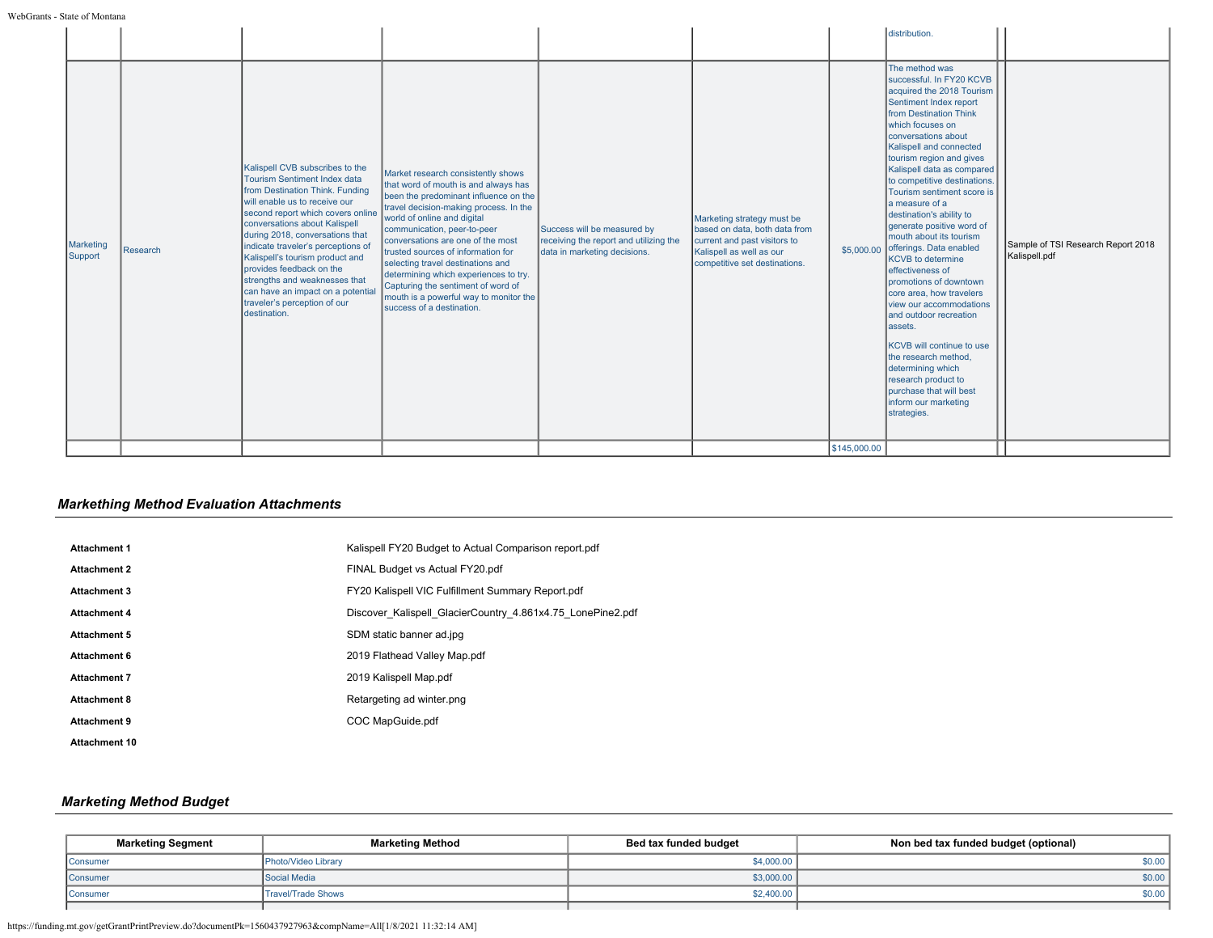| | | | | | | | | |
|---|---|---|---|---|---|---|---|---|
| | | | | | | | distribution. | |
| Marketing Support | Research | Kalispell CVB subscribes to the Tourism Sentiment Index data from Destination Think. Funding will enable us to receive our second report which covers online conversations about Kalispell during 2018, conversations that indicate traveler's perceptions of Kalispell's tourism product and provides feedback on the strengths and weaknesses that can have an impact on a potential traveler's perception of our destination. | Market research consistently shows that word of mouth is and always has been the predominant influence on the travel decision-making process. In the world of online and digital communication, peer-to-peer conversations are one of the most trusted sources of information for selecting travel destinations and determining which experiences to try. Capturing the sentiment of word of mouth is a powerful way to monitor the success of a destination. | Success will be measured by receiving the report and utilizing the data in marketing decisions. | Marketing strategy must be based on data, both data from current and past visitors to Kalispell as well as our competitive set destinations. | $5,000.00 | The method was successful. In FY20 KCVB acquired the 2018 Tourism Sentiment Index report from Destination Think which focuses on conversations about Kalispell and connected tourism region and gives Kalispell data as compared to competitive destinations. Tourism sentiment score is a measure of a destination's ability to generate positive word of mouth about its tourism offerings. Data enabled KCVB to determine effectiveness of promotions of downtown core area, how travelers view our accommodations and outdoor recreation assets.<br><br>KCVB will continue to use the research method, determining which research product to purchase that will best inform our marketing strategies. | Sample of TSI Research Report 2018 Kalispell.pdf |
| | | | | | | $145,000.00 | | |

## Markething Method Evaluation Attachments

| | |
|---|---|
| **Attachment 1** | Kalispell FY20 Budget to Actual Comparison report.pdf |
| **Attachment 2** | FINAL Budget vs Actual FY20.pdf |
| **Attachment 3** | FY20 Kalispell VIC Fulfillment Summary Report.pdf |
| **Attachment 4** | Discover_Kalispell_GlacierCountry_4.861x4.75_LonePine2.pdf |
| **Attachment 5** | SDM static banner ad.jpg |
| **Attachment 6** | 2019 Flathead Valley Map.pdf |
| **Attachment 7** | 2019 Kalispell Map.pdf |
| **Attachment 8** | Retargeting ad winter.png |
| **Attachment 9** | COC MapGuide.pdf |
| **Attachment 10** | |

## Marketing Method Budget

| Marketing Segment | Marketing Method | Bed tax funded budget | Non bed tax funded budget (optional) |
|---|---|---|---|
| Consumer | Photo/Video Library | $4,000.00 | $0.00 |
| Consumer | Social Media | $3,000.00 | $0.00 |
| Consumer | Travel/Trade Shows | $2,400.00 | $0.00 |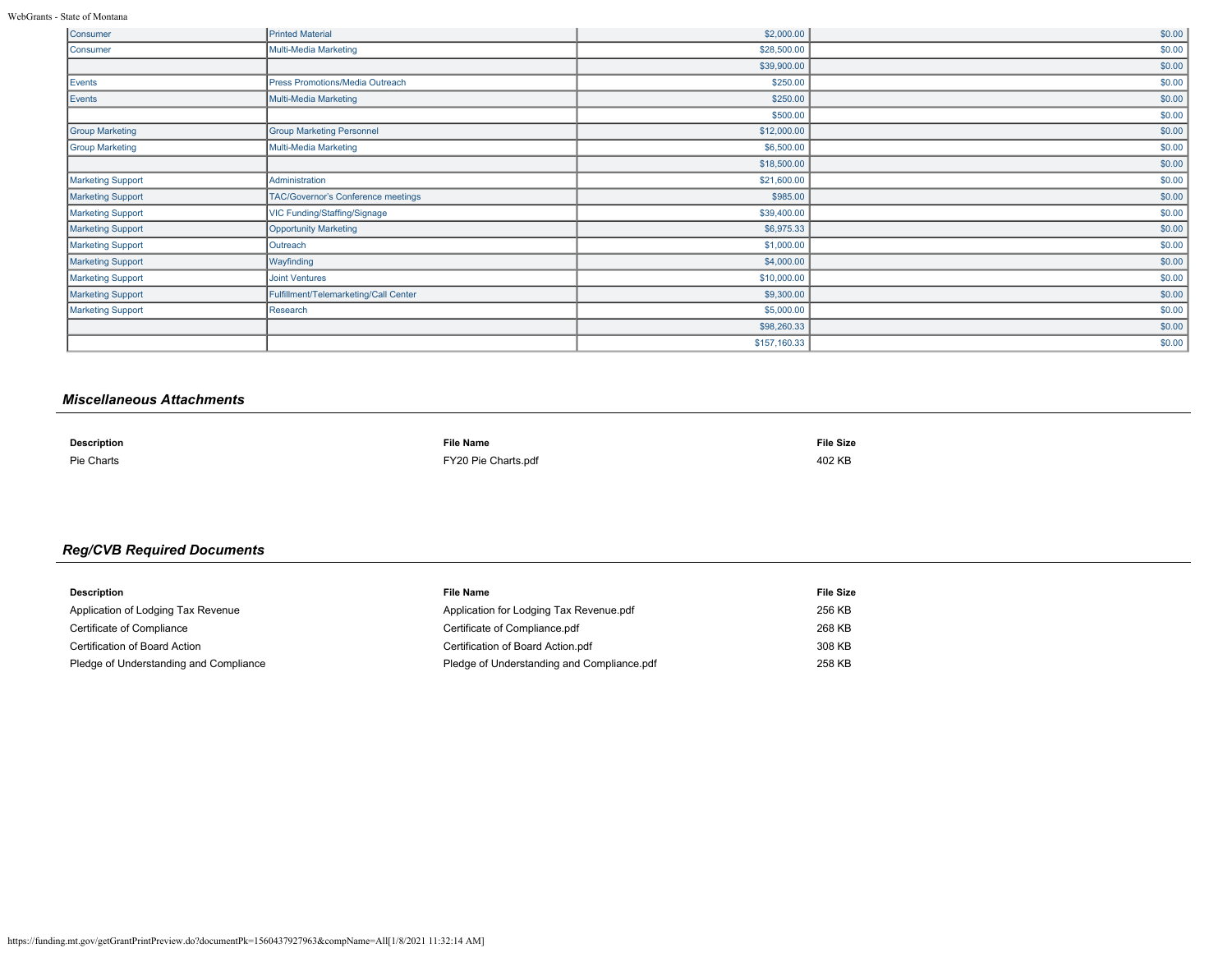| | | | |
|---|---|---|---|
| Consumer | Printed Material | $2,000.00 | $0.00 |
| Consumer | Multi-Media Marketing | $28,500.00 | $0.00 |
| | | $39,900.00 | $0.00 |
| Events | Press Promotions/Media Outreach | $250.00 | $0.00 |
| Events | Multi-Media Marketing | $250.00 | $0.00 |
| | | $500.00 | $0.00 |
| Group Marketing | Group Marketing Personnel | $12,000.00 | $0.00 |
| Group Marketing | Multi-Media Marketing | $6,500.00 | $0.00 |
| | | $18,500.00 | $0.00 |
| Marketing Support | Administration | $21,600.00 | $0.00 |
| Marketing Support | TAC/Governor's Conference meetings | $985.00 | $0.00 |
| Marketing Support | VIC Funding/Staffing/Signage | $39,400.00 | $0.00 |
| Marketing Support | Opportunity Marketing | $6,975.33 | $0.00 |
| Marketing Support | Outreach | $1,000.00 | $0.00 |
| Marketing Support | Wayfinding | $4,000.00 | $0.00 |
| Marketing Support | Joint Ventures | $10,000.00 | $0.00 |
| Marketing Support | Fulfillment/Telemarketing/Call Center | $9,300.00 | $0.00 |
| Marketing Support | Research | $5,000.00 | $0.00 |
| | | $98,260.33 | $0.00 |
| | | $157,160.33 | $0.00 |

### *Miscellaneous Attachments*

| Description | File Name | File Size |
|---|---|---|
| Pie Charts | FY20 Pie Charts.pdf | 402 KB |

### *Reg/CVB Required Documents*

| Description | File Name | File Size |
|---|---|---|
| Application of Lodging Tax Revenue | Application for Lodging Tax Revenue.pdf | 256 KB |
| Certificate of Compliance | Certificate of Compliance.pdf | 268 KB |
| Certification of Board Action | Certification of Board Action.pdf | 308 KB |
| Pledge of Understanding and Compliance | Pledge of Understanding and Compliance.pdf | 258 KB |